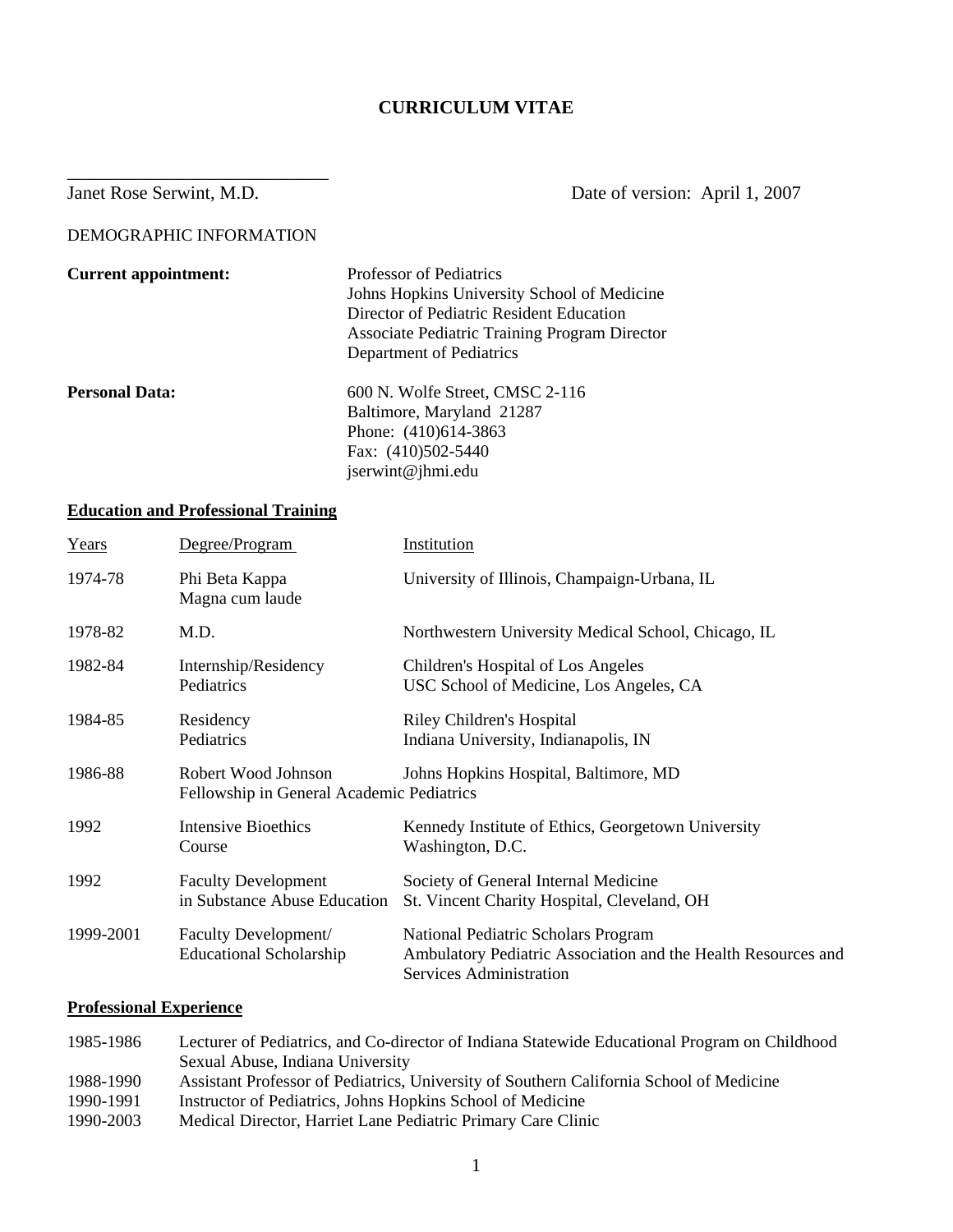# CURRICULUM VITAE

Janet Rose Serwint, M.D. Date of version: April 1, 2007

DEMOGRAPHIC INFORMATION

**Current appointment:**
Professor of Pediatrics
Johns Hopkins University School of Medicine
Director of Pediatric Resident Education
Associate Pediatric Training Program Director
Department of Pediatrics

**Personal Data:**
600 N. Wolfe Street, CMSC 2-116
Baltimore, Maryland 21287
Phone: (410)614-3863
Fax: (410)502-5440
jserwint@jhmi.edu

## Education and Professional Training

| Years | Degree/Program | Institution |
|---|---|---|
| 1974-78 | Phi Beta Kappa<br>Magna cum laude | University of Illinois, Champaign-Urbana, IL |
| 1978-82 | M.D. | Northwestern University Medical School, Chicago, IL |
| 1982-84 | Internship/Residency<br>Pediatrics | Children's Hospital of Los Angeles<br>USC School of Medicine, Los Angeles, CA |
| 1984-85 | Residency<br>Pediatrics | Riley Children's Hospital<br>Indiana University, Indianapolis, IN |
| 1986-88 | Robert Wood Johnson<br>Fellowship in General Academic Pediatrics | Johns Hopkins Hospital, Baltimore, MD |
| 1992 | Intensive Bioethics<br>Course | Kennedy Institute of Ethics, Georgetown University<br>Washington, D.C. |
| 1992 | Faculty Development<br>in Substance Abuse Education | Society of General Internal Medicine<br>St. Vincent Charity Hospital, Cleveland, OH |
| 1999-2001 | Faculty Development/<br>Educational Scholarship | National Pediatric Scholars Program<br>Ambulatory Pediatric Association and the Health Resources and Services Administration |

## Professional Experience

| | |
|---|---|
| 1985-1986 | Lecturer of Pediatrics, and Co-director of Indiana Statewide Educational Program on Childhood Sexual Abuse, Indiana University |
| 1988-1990 | Assistant Professor of Pediatrics, University of Southern California School of Medicine |
| 1990-1991 | Instructor of Pediatrics, Johns Hopkins School of Medicine |
| 1990-2003 | Medical Director, Harriet Lane Pediatric Primary Care Clinic |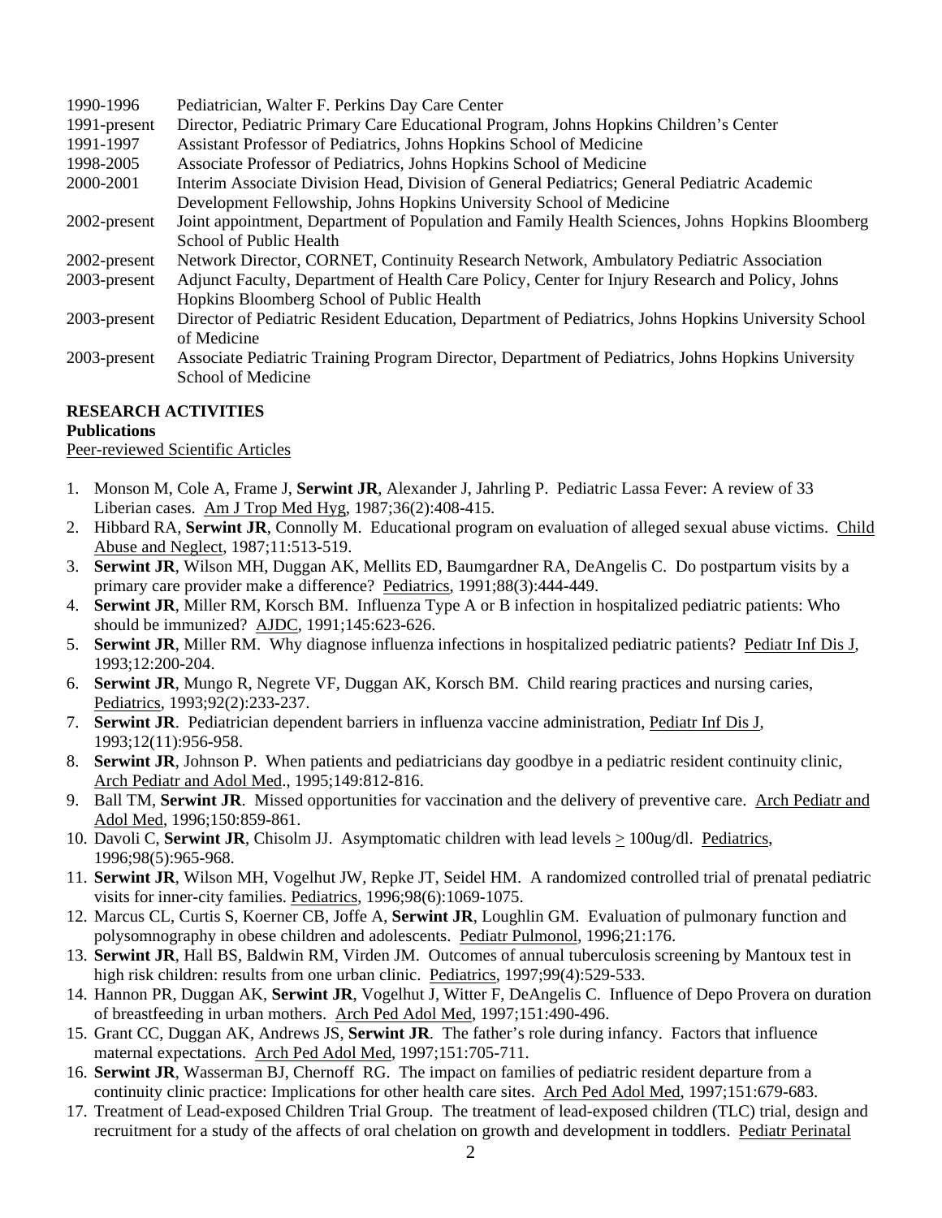| | |
|---|---|
| 1990-1996 | Pediatrician, Walter F. Perkins Day Care Center |
| 1991-present | Director, Pediatric Primary Care Educational Program, Johns Hopkins Children's Center |
| 1991-1997 | Assistant Professor of Pediatrics, Johns Hopkins School of Medicine |
| 1998-2005 | Associate Professor of Pediatrics, Johns Hopkins School of Medicine |
| 2000-2001 | Interim Associate Division Head, Division of General Pediatrics; General Pediatric Academic Development Fellowship, Johns Hopkins University School of Medicine |
| 2002-present | Joint appointment, Department of Population and Family Health Sciences, Johns Hopkins Bloomberg School of Public Health |
| 2002-present | Network Director, CORNET, Continuity Research Network, Ambulatory Pediatric Association |
| 2003-present | Adjunct Faculty, Department of Health Care Policy, Center for Injury Research and Policy, Johns Hopkins Bloomberg School of Public Health |
| 2003-present | Director of Pediatric Resident Education, Department of Pediatrics, Johns Hopkins University School of Medicine |
| 2003-present | Associate Pediatric Training Program Director, Department of Pediatrics, Johns Hopkins University School of Medicine |

## RESEARCH ACTIVITIES

### Publications

Peer-reviewed Scientific Articles

1. Monson M, Cole A, Frame J, **Serwint JR**, Alexander J, Jahrling P. Pediatric Lassa Fever: A review of 33 Liberian cases. Am J Trop Med Hyg, 1987;36(2):408-415.
2. Hibbard RA, **Serwint JR**, Connolly M. Educational program on evaluation of alleged sexual abuse victims. Child Abuse and Neglect, 1987;11:513-519.
3. **Serwint JR**, Wilson MH, Duggan AK, Mellits ED, Baumgardner RA, DeAngelis C. Do postpartum visits by a primary care provider make a difference? Pediatrics, 1991;88(3):444-449.
4. **Serwint JR**, Miller RM, Korsch BM. Influenza Type A or B infection in hospitalized pediatric patients: Who should be immunized? AJDC, 1991;145:623-626.
5. **Serwint JR**, Miller RM. Why diagnose influenza infections in hospitalized pediatric patients? Pediatr Inf Dis J, 1993;12:200-204.
6. **Serwint JR**, Mungo R, Negrete VF, Duggan AK, Korsch BM. Child rearing practices and nursing caries, Pediatrics, 1993;92(2):233-237.
7. **Serwint JR**. Pediatrician dependent barriers in influenza vaccine administration, Pediatr Inf Dis J, 1993;12(11):956-958.
8. **Serwint JR**, Johnson P. When patients and pediatricians day goodbye in a pediatric resident continuity clinic, Arch Pediatr and Adol Med., 1995;149:812-816.
9. Ball TM, **Serwint JR**. Missed opportunities for vaccination and the delivery of preventive care. Arch Pediatr and Adol Med, 1996;150:859-861.
10. Davoli C, **Serwint JR**, Chisolm JJ. Asymptomatic children with lead levels $\geq$ 100ug/dl. Pediatrics, 1996;98(5):965-968.
11. **Serwint JR**, Wilson MH, Vogelhut JW, Repke JT, Seidel HM. A randomized controlled trial of prenatal pediatric visits for inner-city families. Pediatrics, 1996;98(6):1069-1075.
12. Marcus CL, Curtis S, Koerner CB, Joffe A, **Serwint JR**, Loughlin GM. Evaluation of pulmonary function and polysomnography in obese children and adolescents. Pediatr Pulmonol, 1996;21:176.
13. **Serwint JR**, Hall BS, Baldwin RM, Virden JM. Outcomes of annual tuberculosis screening by Mantoux test in high risk children: results from one urban clinic. Pediatrics, 1997;99(4):529-533.
14. Hannon PR, Duggan AK, **Serwint JR**, Vogelhut J, Witter F, DeAngelis C. Influence of Depo Provera on duration of breastfeeding in urban mothers. Arch Ped Adol Med, 1997;151:490-496.
15. Grant CC, Duggan AK, Andrews JS, **Serwint JR**. The father's role during infancy. Factors that influence maternal expectations. Arch Ped Adol Med, 1997;151:705-711.
16. **Serwint JR**, Wasserman BJ, Chernoff RG. The impact on families of pediatric resident departure from a continuity clinic practice: Implications for other health care sites. Arch Ped Adol Med, 1997;151:679-683.
17. Treatment of Lead-exposed Children Trial Group. The treatment of lead-exposed children (TLC) trial, design and recruitment for a study of the affects of oral chelation on growth and development in toddlers. Pediatr Perinatal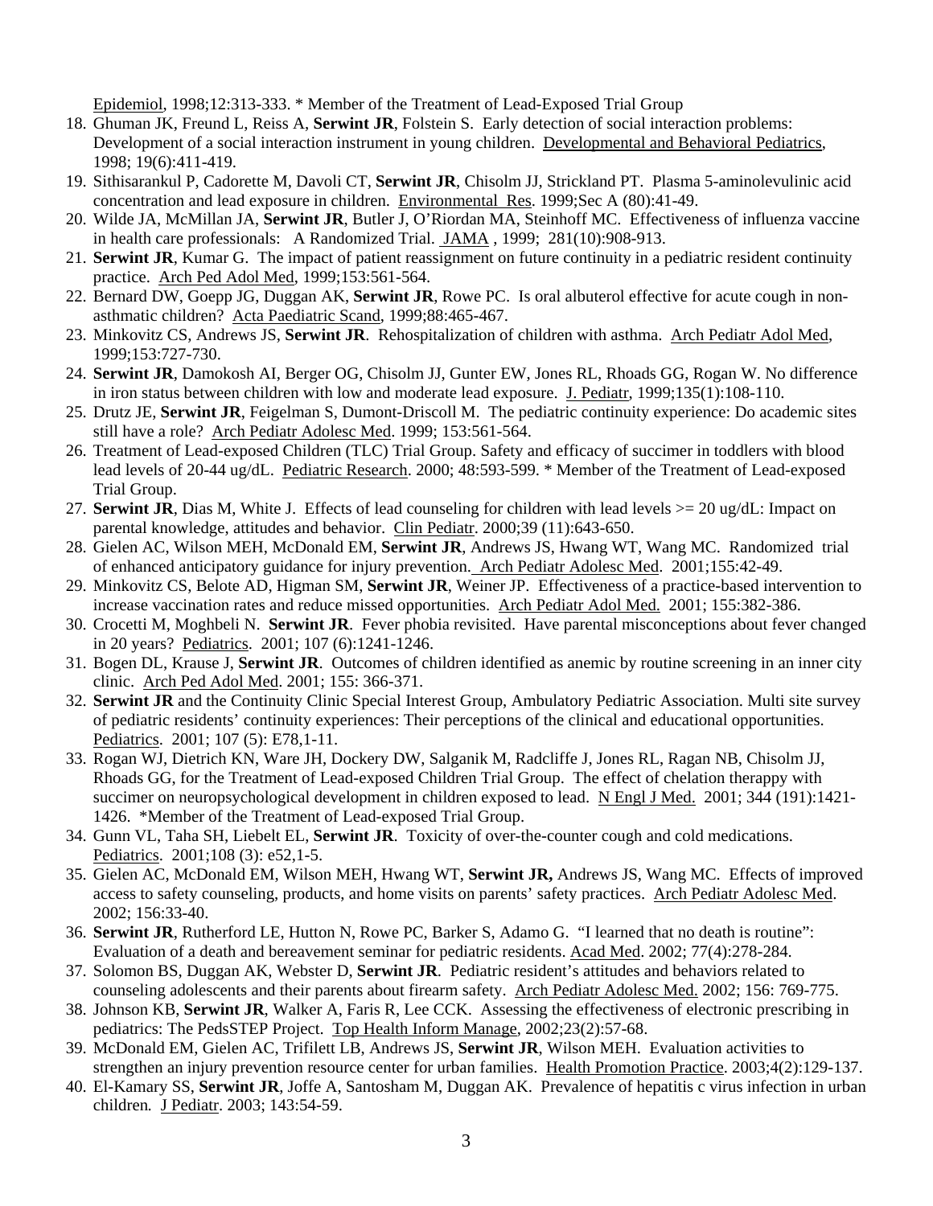Epidemiol, 1998;12:313-333. * Member of the Treatment of Lead-Exposed Trial Group

18. Ghuman JK, Freund L, Reiss A, **Serwint JR**, Folstein S. Early detection of social interaction problems: Development of a social interaction instrument in young children. Developmental and Behavioral Pediatrics, 1998; 19(6):411-419.
19. Sithisarankul P, Cadorette M, Davoli CT, **Serwint JR**, Chisolm JJ, Strickland PT. Plasma 5-aminolevulinic acid concentration and lead exposure in children. Environmental Res. 1999;Sec A (80):41-49.
20. Wilde JA, McMillan JA, **Serwint JR**, Butler J, O'Riordan MA, Steinhoff MC. Effectiveness of influenza vaccine in health care professionals: A Randomized Trial. JAMA , 1999; 281(10):908-913.
21. **Serwint JR**, Kumar G. The impact of patient reassignment on future continuity in a pediatric resident continuity practice. Arch Ped Adol Med, 1999;153:561-564.
22. Bernard DW, Goepp JG, Duggan AK, **Serwint JR**, Rowe PC. Is oral albuterol effective for acute cough in non-asthmatic children? Acta Paediatric Scand, 1999;88:465-467.
23. Minkovitz CS, Andrews JS, **Serwint JR**. Rehospitalization of children with asthma. Arch Pediatr Adol Med, 1999;153:727-730.
24. **Serwint JR**, Damokosh AI, Berger OG, Chisolm JJ, Gunter EW, Jones RL, Rhoads GG, Rogan W. No difference in iron status between children with low and moderate lead exposure. J. Pediatr, 1999;135(1):108-110.
25. Drutz JE, **Serwint JR**, Feigelman S, Dumont-Driscoll M. The pediatric continuity experience: Do academic sites still have a role? Arch Pediatr Adolesc Med. 1999; 153:561-564.
26. Treatment of Lead-exposed Children (TLC) Trial Group. Safety and efficacy of succimer in toddlers with blood lead levels of 20-44 ug/dL. Pediatric Research. 2000; 48:593-599. * Member of the Treatment of Lead-exposed Trial Group.
27. **Serwint JR**, Dias M, White J. Effects of lead counseling for children with lead levels >= 20 ug/dL: Impact on parental knowledge, attitudes and behavior. Clin Pediatr. 2000;39 (11):643-650.
28. Gielen AC, Wilson MEH, McDonald EM, **Serwint JR**, Andrews JS, Hwang WT, Wang MC. Randomized trial of enhanced anticipatory guidance for injury prevention. Arch Pediatr Adolesc Med. 2001;155:42-49.
29. Minkovitz CS, Belote AD, Higman SM, **Serwint JR**, Weiner JP. Effectiveness of a practice-based intervention to increase vaccination rates and reduce missed opportunities. Arch Pediatr Adol Med. 2001; 155:382-386.
30. Crocetti M, Moghbeli N. **Serwint JR**. Fever phobia revisited. Have parental misconceptions about fever changed in 20 years? Pediatrics. 2001; 107 (6):1241-1246.
31. Bogen DL, Krause J, **Serwint JR**. Outcomes of children identified as anemic by routine screening in an inner city clinic. Arch Ped Adol Med. 2001; 155: 366-371.
32. **Serwint JR** and the Continuity Clinic Special Interest Group, Ambulatory Pediatric Association. Multi site survey of pediatric residents' continuity experiences: Their perceptions of the clinical and educational opportunities. Pediatrics. 2001; 107 (5): E78,1-11.
33. Rogan WJ, Dietrich KN, Ware JH, Dockery DW, Salganik M, Radcliffe J, Jones RL, Ragan NB, Chisolm JJ, Rhoads GG, for the Treatment of Lead-exposed Children Trial Group. The effect of chelation therappy with succimer on neuropsychological development in children exposed to lead. N Engl J Med. 2001; 344 (191):1421-1426. *Member of the Treatment of Lead-exposed Trial Group.
34. Gunn VL, Taha SH, Liebelt EL, **Serwint JR**. Toxicity of over-the-counter cough and cold medications. Pediatrics. 2001;108 (3): e52,1-5.
35. Gielen AC, McDonald EM, Wilson MEH, Hwang WT, **Serwint JR,** Andrews JS, Wang MC. Effects of improved access to safety counseling, products, and home visits on parents' safety practices. Arch Pediatr Adolesc Med. 2002; 156:33-40.
36. **Serwint JR**, Rutherford LE, Hutton N, Rowe PC, Barker S, Adamo G. "I learned that no death is routine": Evaluation of a death and bereavement seminar for pediatric residents. Acad Med. 2002; 77(4):278-284.
37. Solomon BS, Duggan AK, Webster D, **Serwint JR**. Pediatric resident's attitudes and behaviors related to counseling adolescents and their parents about firearm safety. Arch Pediatr Adolesc Med. 2002; 156: 769-775.
38. Johnson KB, **Serwint JR**, Walker A, Faris R, Lee CCK. Assessing the effectiveness of electronic prescribing in pediatrics: The PedsSTEP Project. Top Health Inform Manage, 2002;23(2):57-68.
39. McDonald EM, Gielen AC, Trifilett LB, Andrews JS, **Serwint JR**, Wilson MEH. Evaluation activities to strengthen an injury prevention resource center for urban families. Health Promotion Practice. 2003;4(2):129-137.
40. El-Kamary SS, **Serwint JR**, Joffe A, Santosham M, Duggan AK. Prevalence of hepatitis c virus infection in urban children. J Pediatr. 2003; 143:54-59.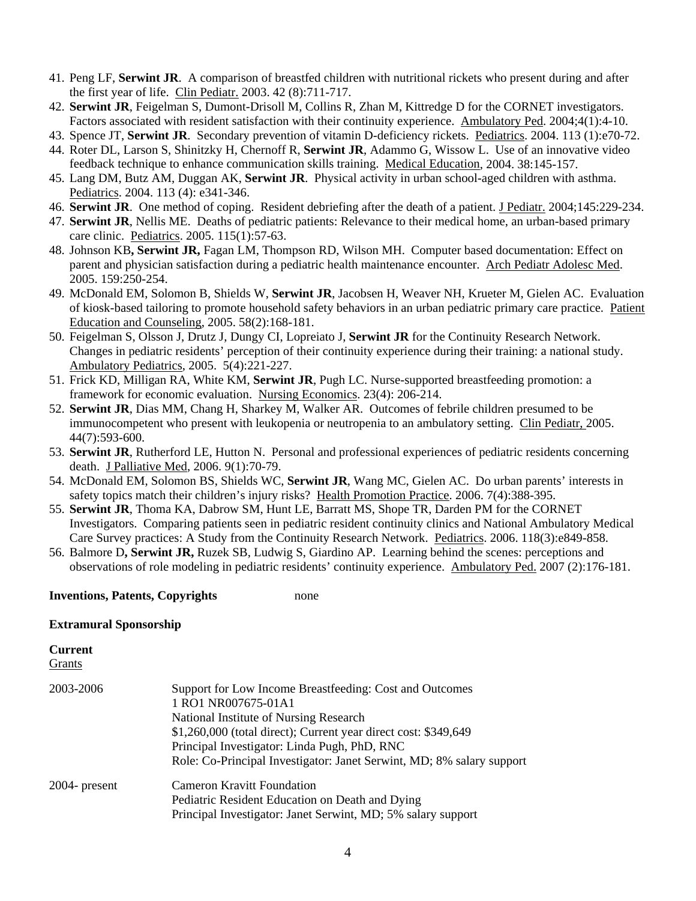41. Peng LF, **Serwint JR**. A comparison of breastfed children with nutritional rickets who present during and after the first year of life. Clin Pediatr. 2003. 42 (8):711-717.
42. **Serwint JR**, Feigelman S, Dumont-Drisoll M, Collins R, Zhan M, Kittredge D for the CORNET investigators. Factors associated with resident satisfaction with their continuity experience. Ambulatory Ped. 2004;4(1):4-10.
43. Spence JT, **Serwint JR**. Secondary prevention of vitamin D-deficiency rickets. Pediatrics. 2004. 113 (1):e70-72.
44. Roter DL, Larson S, Shinitzky H, Chernoff R, **Serwint JR**, Adammo G, Wissow L. Use of an innovative video feedback technique to enhance communication skills training. Medical Education, 2004. 38:145-157.
45. Lang DM, Butz AM, Duggan AK, **Serwint JR**. Physical activity in urban school-aged children with asthma. Pediatrics. 2004. 113 (4): e341-346.
46. **Serwint JR**. One method of coping. Resident debriefing after the death of a patient. J Pediatr. 2004;145:229-234.
47. **Serwint JR**, Nellis ME. Deaths of pediatric patients: Relevance to their medical home, an urban-based primary care clinic. Pediatrics. 2005. 115(1):57-63.
48. Johnson KB**, Serwint JR,** Fagan LM, Thompson RD, Wilson MH. Computer based documentation: Effect on parent and physician satisfaction during a pediatric health maintenance encounter. Arch Pediatr Adolesc Med. 2005. 159:250-254.
49. McDonald EM, Solomon B, Shields W, **Serwint JR**, Jacobsen H, Weaver NH, Krueter M, Gielen AC. Evaluation of kiosk-based tailoring to promote household safety behaviors in an urban pediatric primary care practice. Patient Education and Counseling, 2005. 58(2):168-181.
50. Feigelman S, Olsson J, Drutz J, Dungy CI, Lopreiato J, **Serwint JR** for the Continuity Research Network. Changes in pediatric residents' perception of their continuity experience during their training: a national study. Ambulatory Pediatrics, 2005. 5(4):221-227.
51. Frick KD, Milligan RA, White KM, **Serwint JR**, Pugh LC. Nurse-supported breastfeeding promotion: a framework for economic evaluation. Nursing Economics. 23(4): 206-214.
52. **Serwint JR**, Dias MM, Chang H, Sharkey M, Walker AR. Outcomes of febrile children presumed to be immunocompetent who present with leukopenia or neutropenia to an ambulatory setting. Clin Pediatr, 2005. 44(7):593-600.
53. **Serwint JR**, Rutherford LE, Hutton N. Personal and professional experiences of pediatric residents concerning death. J Palliative Med, 2006. 9(1):70-79.
54. McDonald EM, Solomon BS, Shields WC, **Serwint JR**, Wang MC, Gielen AC. Do urban parents' interests in safety topics match their children's injury risks? Health Promotion Practice. 2006. 7(4):388-395.
55. **Serwint JR**, Thoma KA, Dabrow SM, Hunt LE, Barratt MS, Shope TR, Darden PM for the CORNET Investigators. Comparing patients seen in pediatric resident continuity clinics and National Ambulatory Medical Care Survey practices: A Study from the Continuity Research Network. Pediatrics. 2006. 118(3):e849-858.
56. Balmore D**, Serwint JR,** Ruzek SB, Ludwig S, Giardino AP. Learning behind the scenes: perceptions and observations of role modeling in pediatric residents' continuity experience. Ambulatory Ped. 2007 (2):176-181.

**Inventions, Patents, Copyrights** none

**Extramural Sponsorship**

**Current**

Grants

| | |
|---|---|
| 2003-2006 | Support for Low Income Breastfeeding: Cost and Outcomes<br>1 RO1 NR007675-01A1<br>National Institute of Nursing Research<br>$1,260,000 (total direct); Current year direct cost: $349,649<br>Principal Investigator: Linda Pugh, PhD, RNC<br>Role: Co-Principal Investigator: Janet Serwint, MD; 8% salary support |
| 2004- present | Cameron Kravitt Foundation<br>Pediatric Resident Education on Death and Dying<br>Principal Investigator: Janet Serwint, MD; 5% salary support |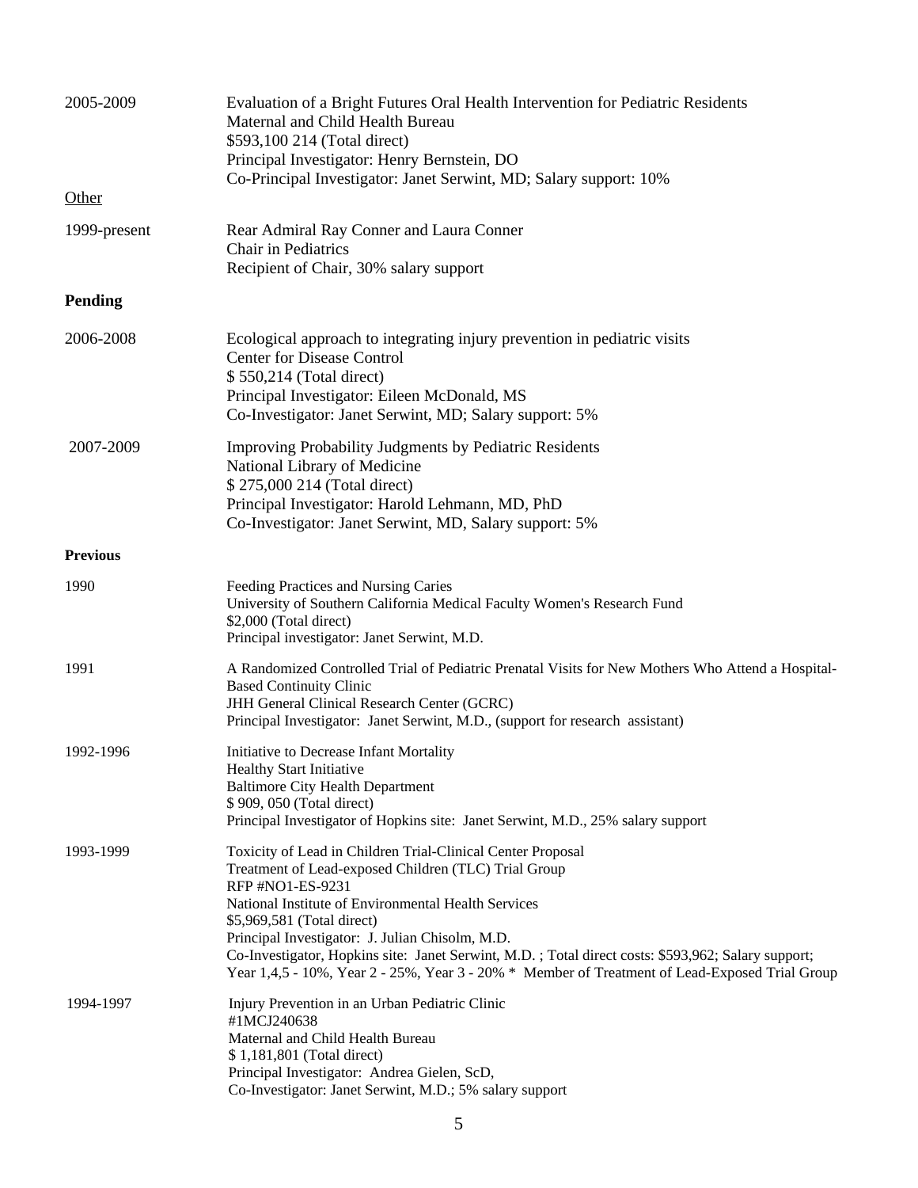2005-2009 Evaluation of a Bright Futures Oral Health Intervention for Pediatric Residents
Maternal and Child Health Bureau
$593,100 214 (Total direct)
Principal Investigator: Henry Bernstein, DO
Co-Principal Investigator: Janet Serwint, MD; Salary support: 10%

Other

1999-present Rear Admiral Ray Conner and Laura Conner
Chair in Pediatrics
Recipient of Chair, 30% salary support

**Pending**

2006-2008 Ecological approach to integrating injury prevention in pediatric visits
Center for Disease Control
$ 550,214 (Total direct)
Principal Investigator: Eileen McDonald, MS
Co-Investigator: Janet Serwint, MD; Salary support: 5%

2007-2009 Improving Probability Judgments by Pediatric Residents
National Library of Medicine
$ 275,000 214 (Total direct)
Principal Investigator: Harold Lehmann, MD, PhD
Co-Investigator: Janet Serwint, MD, Salary support: 5%

**Previous**

1990 Feeding Practices and Nursing Caries
University of Southern California Medical Faculty Women's Research Fund
$2,000 (Total direct)
Principal investigator: Janet Serwint, M.D.

1991 A Randomized Controlled Trial of Pediatric Prenatal Visits for New Mothers Who Attend a Hospital-Based Continuity Clinic
JHH General Clinical Research Center (GCRC)
Principal Investigator: Janet Serwint, M.D., (support for research assistant)

1992-1996 Initiative to Decrease Infant Mortality
Healthy Start Initiative
Baltimore City Health Department
$ 909, 050 (Total direct)
Principal Investigator of Hopkins site: Janet Serwint, M.D., 25% salary support

1993-1999 Toxicity of Lead in Children Trial-Clinical Center Proposal
Treatment of Lead-exposed Children (TLC) Trial Group
RFP #NO1-ES-9231
National Institute of Environmental Health Services
$5,969,581 (Total direct)
Principal Investigator: J. Julian Chisolm, M.D.
Co-Investigator, Hopkins site: Janet Serwint, M.D. ; Total direct costs: $593,962; Salary support; Year 1,4,5 - 10%, Year 2 - 25%, Year 3 - 20% * Member of Treatment of Lead-Exposed Trial Group

1994-1997 Injury Prevention in an Urban Pediatric Clinic
#1MCJ240638
Maternal and Child Health Bureau
$ 1,181,801 (Total direct)
Principal Investigator: Andrea Gielen, ScD,
Co-Investigator: Janet Serwint, M.D.; 5% salary support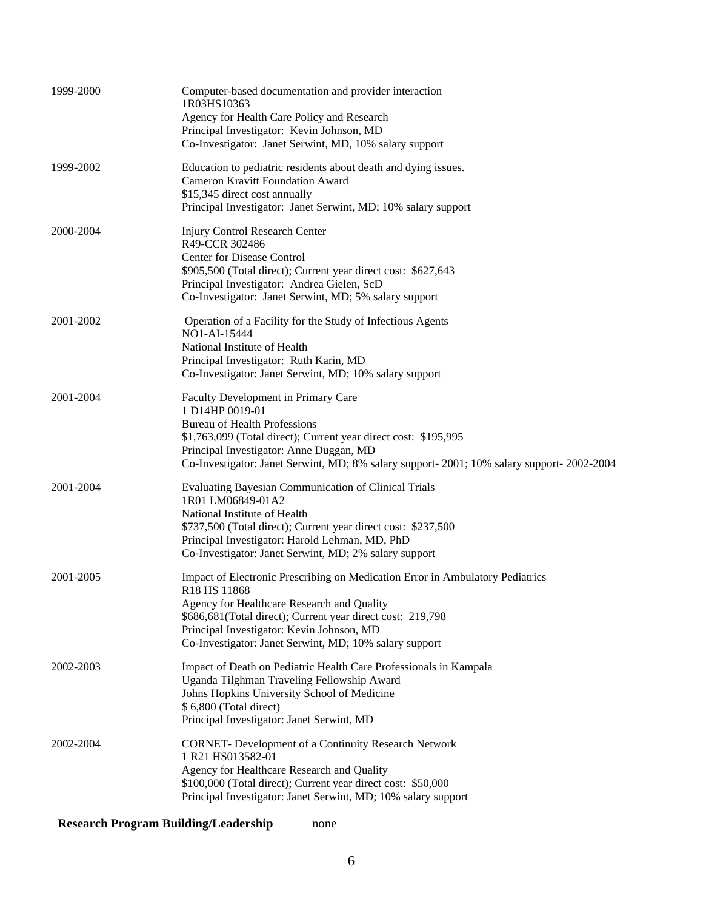1999-2000 Computer-based documentation and provider interaction
1R03HS10363
Agency for Health Care Policy and Research
Principal Investigator: Kevin Johnson, MD
Co-Investigator: Janet Serwint, MD, 10% salary support

1999-2002 Education to pediatric residents about death and dying issues.
Cameron Kravitt Foundation Award
$15,345 direct cost annually
Principal Investigator: Janet Serwint, MD; 10% salary support

2000-2004 Injury Control Research Center
R49-CCR 302486
Center for Disease Control
$905,500 (Total direct); Current year direct cost: $627,643
Principal Investigator: Andrea Gielen, ScD
Co-Investigator: Janet Serwint, MD; 5% salary support

2001-2002 Operation of a Facility for the Study of Infectious Agents
NO1-AI-15444
National Institute of Health
Principal Investigator: Ruth Karin, MD
Co-Investigator: Janet Serwint, MD; 10% salary support

2001-2004 Faculty Development in Primary Care
1 D14HP 0019-01
Bureau of Health Professions
$1,763,099 (Total direct); Current year direct cost: $195,995
Principal Investigator: Anne Duggan, MD
Co-Investigator: Janet Serwint, MD; 8% salary support- 2001; 10% salary support- 2002-2004

2001-2004 Evaluating Bayesian Communication of Clinical Trials
1R01 LM06849-01A2
National Institute of Health
$737,500 (Total direct); Current year direct cost: $237,500
Principal Investigator: Harold Lehman, MD, PhD
Co-Investigator: Janet Serwint, MD; 2% salary support

2001-2005 Impact of Electronic Prescribing on Medication Error in Ambulatory Pediatrics
R18 HS 11868
Agency for Healthcare Research and Quality
$686,681(Total direct); Current year direct cost: 219,798
Principal Investigator: Kevin Johnson, MD
Co-Investigator: Janet Serwint, MD; 10% salary support

2002-2003 Impact of Death on Pediatric Health Care Professionals in Kampala
Uganda Tilghman Traveling Fellowship Award
Johns Hopkins University School of Medicine
$ 6,800 (Total direct)
Principal Investigator: Janet Serwint, MD

2002-2004 CORNET- Development of a Continuity Research Network
1 R21 HS013582-01
Agency for Healthcare Research and Quality
$100,000 (Total direct); Current year direct cost: $50,000
Principal Investigator: Janet Serwint, MD; 10% salary support

**Research Program Building/Leadership** none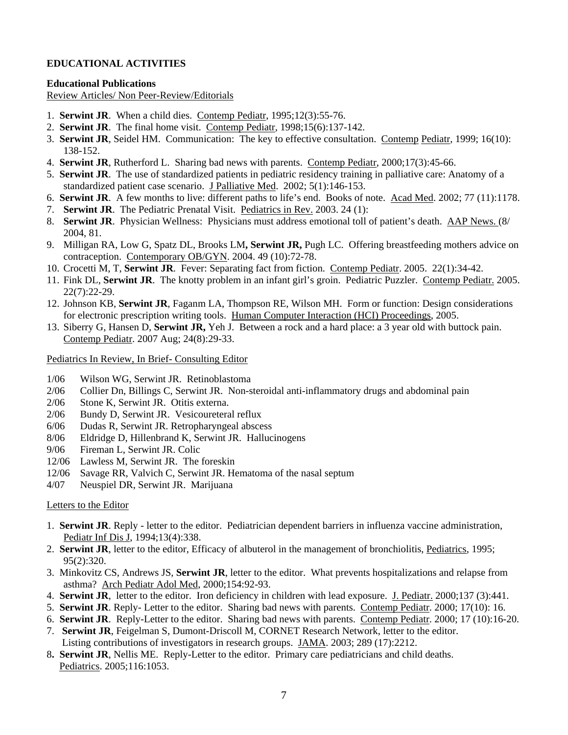## EDUCATIONAL ACTIVITIES

### Educational Publications

Review Articles/ Non Peer-Review/Editorials

1. **Serwint JR**. When a child dies. Contemp Pediatr, 1995;12(3):55-76.
2. **Serwint JR**. The final home visit. Contemp Pediatr, 1998;15(6):137-142.
3. **Serwint JR**, Seidel HM. Communication: The key to effective consultation. Contemp Pediatr, 1999; 16(10): 138-152.
4. **Serwint JR**, Rutherford L. Sharing bad news with parents. Contemp Pediatr, 2000;17(3):45-66.
5. **Serwint JR**. The use of standardized patients in pediatric residency training in palliative care: Anatomy of a standardized patient case scenario. J Palliative Med. 2002; 5(1):146-153.
6. **Serwint JR**. A few months to live: different paths to life's end. Books of note. Acad Med. 2002; 77 (11):1178.
7. **Serwint JR**. The Pediatric Prenatal Visit. Pediatrics in Rev. 2003. 24 (1):
8. **Serwint JR**. Physician Wellness: Physicians must address emotional toll of patient's death. AAP News. (8/ 2004, 81.
9. Milligan RA, Low G, Spatz DL, Brooks LM**, Serwint JR,** Pugh LC. Offering breastfeeding mothers advice on contraception. Contemporary OB/GYN. 2004. 49 (10):72-78.
10. Crocetti M, T, **Serwint JR**. Fever: Separating fact from fiction. Contemp Pediatr. 2005. 22(1):34-42.
11. Fink DL, **Serwint JR**. The knotty problem in an infant girl's groin. Pediatric Puzzler. Contemp Pediatr. 2005. 22(7):22-29.
12. Johnson KB, **Serwint JR**, Faganm LA, Thompson RE, Wilson MH. Form or function: Design considerations for electronic prescription writing tools. Human Computer Interaction (HCI) Proceedings, 2005.
13. Siberry G, Hansen D, **Serwint JR,** Yeh J. Between a rock and a hard place: a 3 year old with buttock pain. Contemp Pediatr. 2007 Aug; 24(8):29-33.

Pediatrics In Review, In Brief- Consulting Editor

- 1/06 Wilson WG, Serwint JR. Retinoblastoma
- 2/06 Collier Dn, Billings C, Serwint JR. Non-steroidal anti-inflammatory drugs and abdominal pain
- 2/06 Stone K, Serwint JR. Otitis externa.
- 2/06 Bundy D, Serwint JR. Vesicoureteral reflux
- 6/06 Dudas R, Serwint JR. Retropharyngeal abscess
- 8/06 Eldridge D, Hillenbrand K, Serwint JR. Hallucinogens
- 9/06 Fireman L, Serwint JR. Colic
- 12/06 Lawless M, Serwint JR. The foreskin
- 12/06 Savage RR, Valvich C, Serwint JR. Hematoma of the nasal septum
- 4/07 Neuspiel DR, Serwint JR. Marijuana

Letters to the Editor

1. **Serwint JR**. Reply - letter to the editor. Pediatrician dependent barriers in influenza vaccine administration, Pediatr Inf Dis J, 1994;13(4):338.
2. **Serwint JR**, letter to the editor, Efficacy of albuterol in the management of bronchiolitis, Pediatrics, 1995; 95(2):320.
3. Minkovitz CS, Andrews JS, **Serwint JR**, letter to the editor. What prevents hospitalizations and relapse from asthma? Arch Pediatr Adol Med, 2000;154:92-93.
4. **Serwint JR**, letter to the editor. Iron deficiency in children with lead exposure. J. Pediatr. 2000;137 (3):441.
5. **Serwint JR**. Reply- Letter to the editor. Sharing bad news with parents. Contemp Pediatr. 2000; 17(10): 16.
6. **Serwint JR**. Reply-Letter to the editor. Sharing bad news with parents. Contemp Pediatr. 2000; 17 (10):16-20.
7. **Serwint JR**, Feigelman S, Dumont-Driscoll M, CORNET Research Network, letter to the editor. Listing contributions of investigators in research groups. JAMA. 2003; 289 (17):2212.
8. **Serwint JR**, Nellis ME. Reply-Letter to the editor. Primary care pediatricians and child deaths. Pediatrics. 2005;116:1053.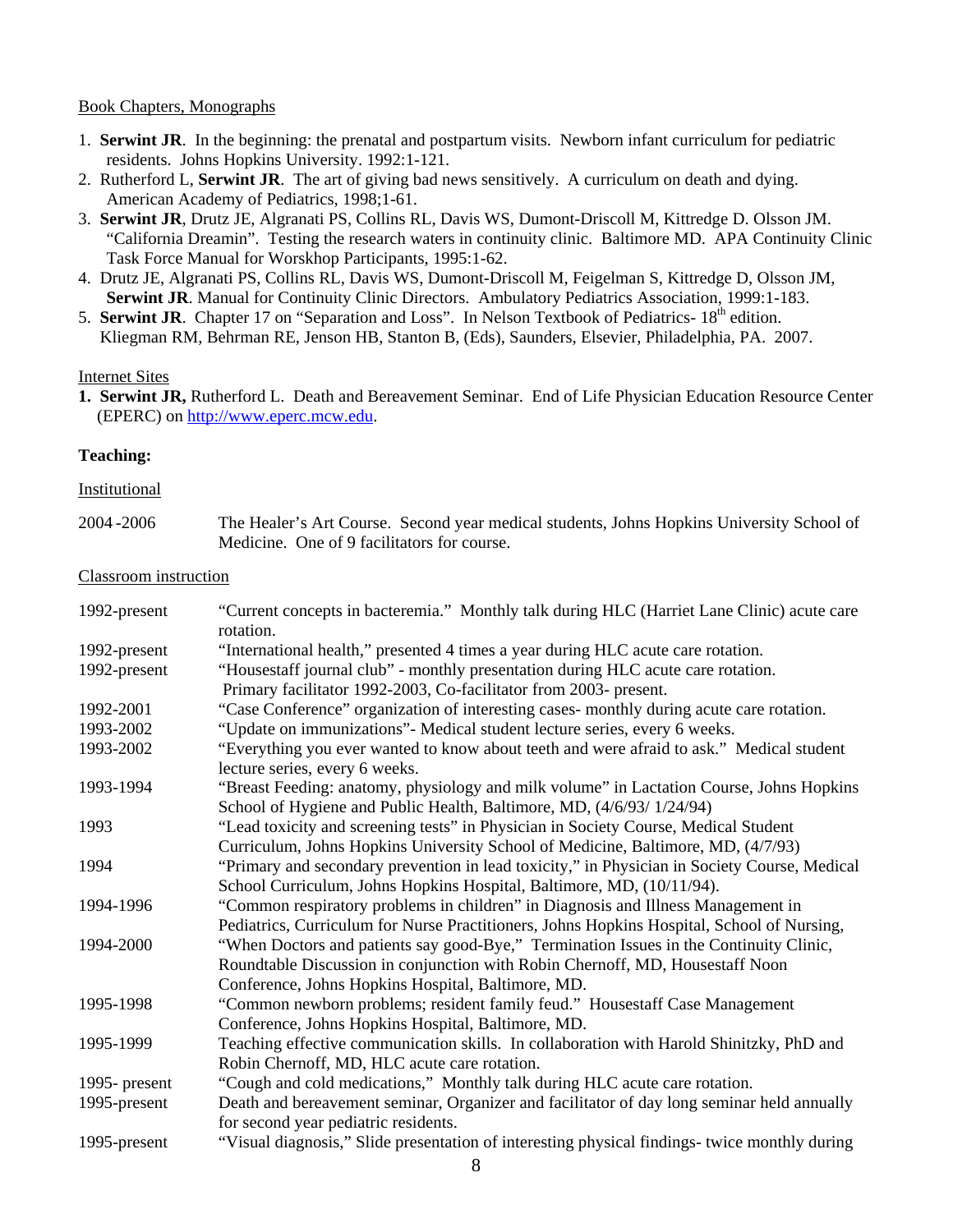Book Chapters, Monographs

1. **Serwint JR**. In the beginning: the prenatal and postpartum visits. Newborn infant curriculum for pediatric residents. Johns Hopkins University. 1992:1-121.
2. Rutherford L, **Serwint JR**. The art of giving bad news sensitively. A curriculum on death and dying. American Academy of Pediatrics, 1998;1-61.
3. **Serwint JR**, Drutz JE, Algranati PS, Collins RL, Davis WS, Dumont-Driscoll M, Kittredge D. Olsson JM. "California Dreamin". Testing the research waters in continuity clinic. Baltimore MD. APA Continuity Clinic Task Force Manual for Worskhop Participants, 1995:1-62.
4. Drutz JE, Algranati PS, Collins RL, Davis WS, Dumont-Driscoll M, Feigelman S, Kittredge D, Olsson JM, **Serwint JR**. Manual for Continuity Clinic Directors. Ambulatory Pediatrics Association, 1999:1-183.
5. **Serwint JR**. Chapter 17 on "Separation and Loss". In Nelson Textbook of Pediatrics- 18th edition. Kliegman RM, Behrman RE, Jenson HB, Stanton B, (Eds), Saunders, Elsevier, Philadelphia, PA. 2007.

Internet Sites

1. **Serwint JR,** Rutherford L. Death and Bereavement Seminar. End of Life Physician Education Resource Center (EPERC) on http://www.eperc.mcw.edu.

**Teaching:**

Institutional

| | |
|---|---|
| 2004 -2006 | The Healer's Art Course. Second year medical students, Johns Hopkins University School of Medicine. One of 9 facilitators for course. |

Classroom instruction

| | |
|---|---|
| 1992-present | "Current concepts in bacteremia." Monthly talk during HLC (Harriet Lane Clinic) acute care rotation. |
| 1992-present | "International health," presented 4 times a year during HLC acute care rotation. |
| 1992-present | "Housestaff journal club" - monthly presentation during HLC acute care rotation. Primary facilitator 1992-2003, Co-facilitator from 2003- present. |
| 1992-2001 | "Case Conference" organization of interesting cases- monthly during acute care rotation. |
| 1993-2002 | "Update on immunizations"- Medical student lecture series, every 6 weeks. |
| 1993-2002 | "Everything you ever wanted to know about teeth and were afraid to ask." Medical student lecture series, every 6 weeks. |
| 1993-1994 | "Breast Feeding: anatomy, physiology and milk volume" in Lactation Course, Johns Hopkins School of Hygiene and Public Health, Baltimore, MD, (4/6/93/ 1/24/94) |
| 1993 | "Lead toxicity and screening tests" in Physician in Society Course, Medical Student Curriculum, Johns Hopkins University School of Medicine, Baltimore, MD, (4/7/93) |
| 1994 | "Primary and secondary prevention in lead toxicity," in Physician in Society Course, Medical School Curriculum, Johns Hopkins Hospital, Baltimore, MD, (10/11/94). |
| 1994-1996 | "Common respiratory problems in children" in Diagnosis and Illness Management in Pediatrics, Curriculum for Nurse Practitioners, Johns Hopkins Hospital, School of Nursing, |
| 1994-2000 | "When Doctors and patients say good-Bye," Termination Issues in the Continuity Clinic, Roundtable Discussion in conjunction with Robin Chernoff, MD, Housestaff Noon Conference, Johns Hopkins Hospital, Baltimore, MD. |
| 1995-1998 | "Common newborn problems; resident family feud." Housestaff Case Management Conference, Johns Hopkins Hospital, Baltimore, MD. |
| 1995-1999 | Teaching effective communication skills. In collaboration with Harold Shinitzky, PhD and Robin Chernoff, MD, HLC acute care rotation. |
| 1995- present | "Cough and cold medications," Monthly talk during HLC acute care rotation. |
| 1995-present | Death and bereavement seminar, Organizer and facilitator of day long seminar held annually for second year pediatric residents. |
| 1995-present | "Visual diagnosis," Slide presentation of interesting physical findings- twice monthly during |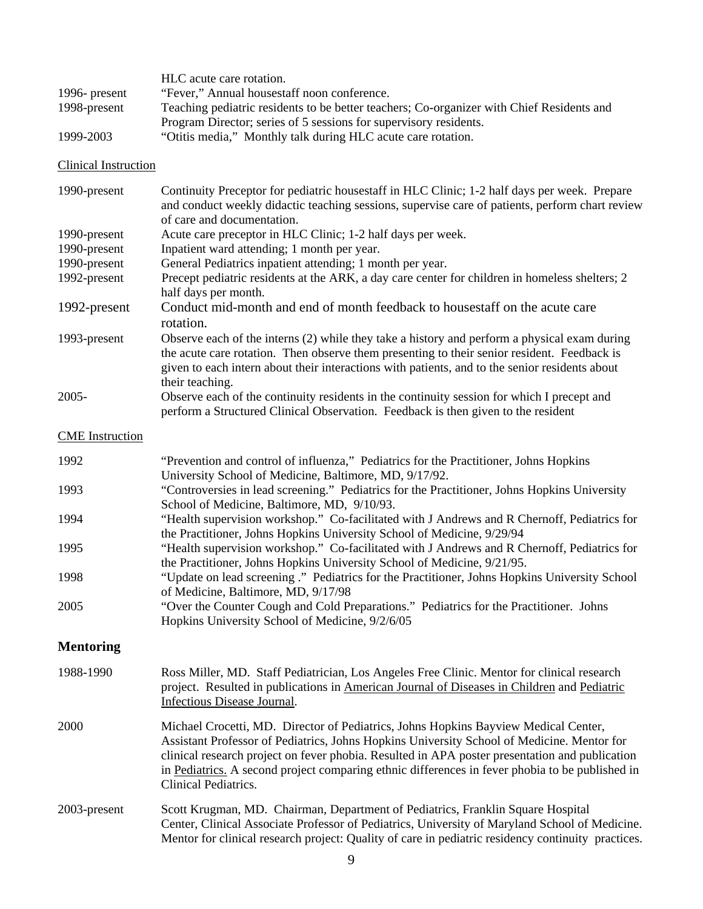| | |
|---|---|
| | HLC acute care rotation. |
| 1996- present | "Fever," Annual housestaff noon conference. |
| 1998-present | Teaching pediatric residents to be better teachers; Co-organizer with Chief Residents and Program Director; series of 5 sessions for supervisory residents. |
| 1999-2003 | "Otitis media," Monthly talk during HLC acute care rotation. |

<u>Clinical Instruction</u>

| | |
|---|---|
| 1990-present | Continuity Preceptor for pediatric housestaff in HLC Clinic; 1-2 half days per week. Prepare and conduct weekly didactic teaching sessions, supervise care of patients, perform chart review of care and documentation. |
| 1990-present | Acute care preceptor in HLC Clinic; 1-2 half days per week. |
| 1990-present | Inpatient ward attending; 1 month per year. |
| 1990-present | General Pediatrics inpatient attending; 1 month per year. |
| 1992-present | Precept pediatric residents at the ARK, a day care center for children in homeless shelters; 2 half days per month. |
| 1992-present | Conduct mid-month and end of month feedback to housestaff on the acute care rotation. |
| 1993-present | Observe each of the interns (2) while they take a history and perform a physical exam during the acute care rotation. Then observe them presenting to their senior resident. Feedback is given to each intern about their interactions with patients, and to the senior residents about their teaching. |
| 2005- | Observe each of the continuity residents in the continuity session for which I precept and perform a Structured Clinical Observation. Feedback is then given to the resident |

<u>CME Instruction</u>

| | |
|---|---|
| 1992 | "Prevention and control of influenza," Pediatrics for the Practitioner, Johns Hopkins University School of Medicine, Baltimore, MD, 9/17/92. |
| 1993 | "Controversies in lead screening." Pediatrics for the Practitioner, Johns Hopkins University School of Medicine, Baltimore, MD, 9/10/93. |
| 1994 | "Health supervision workshop." Co-facilitated with J Andrews and R Chernoff, Pediatrics for the Practitioner, Johns Hopkins University School of Medicine, 9/29/94 |
| 1995 | "Health supervision workshop." Co-facilitated with J Andrews and R Chernoff, Pediatrics for the Practitioner, Johns Hopkins University School of Medicine, 9/21/95. |
| 1998 | "Update on lead screening ." Pediatrics for the Practitioner, Johns Hopkins University School of Medicine, Baltimore, MD, 9/17/98 |
| 2005 | "Over the Counter Cough and Cold Preparations." Pediatrics for the Practitioner. Johns Hopkins University School of Medicine, 9/2/6/05 |

## Mentoring

| | |
|---|---|
| 1988-1990 | Ross Miller, MD. Staff Pediatrician, Los Angeles Free Clinic. Mentor for clinical research project. Resulted in publications in <u>American Journal of Diseases in Children</u> and <u>Pediatric Infectious Disease Journal</u>. |
| 2000 | Michael Crocetti, MD. Director of Pediatrics, Johns Hopkins Bayview Medical Center, Assistant Professor of Pediatrics, Johns Hopkins University School of Medicine. Mentor for clinical research project on fever phobia. Resulted in APA poster presentation and publication in <u>Pediatrics.</u> A second project comparing ethnic differences in fever phobia to be published in Clinical Pediatrics. |
| 2003-present | Scott Krugman, MD. Chairman, Department of Pediatrics, Franklin Square Hospital Center, Clinical Associate Professor of Pediatrics, University of Maryland School of Medicine. Mentor for clinical research project: Quality of care in pediatric residency continuity practices. |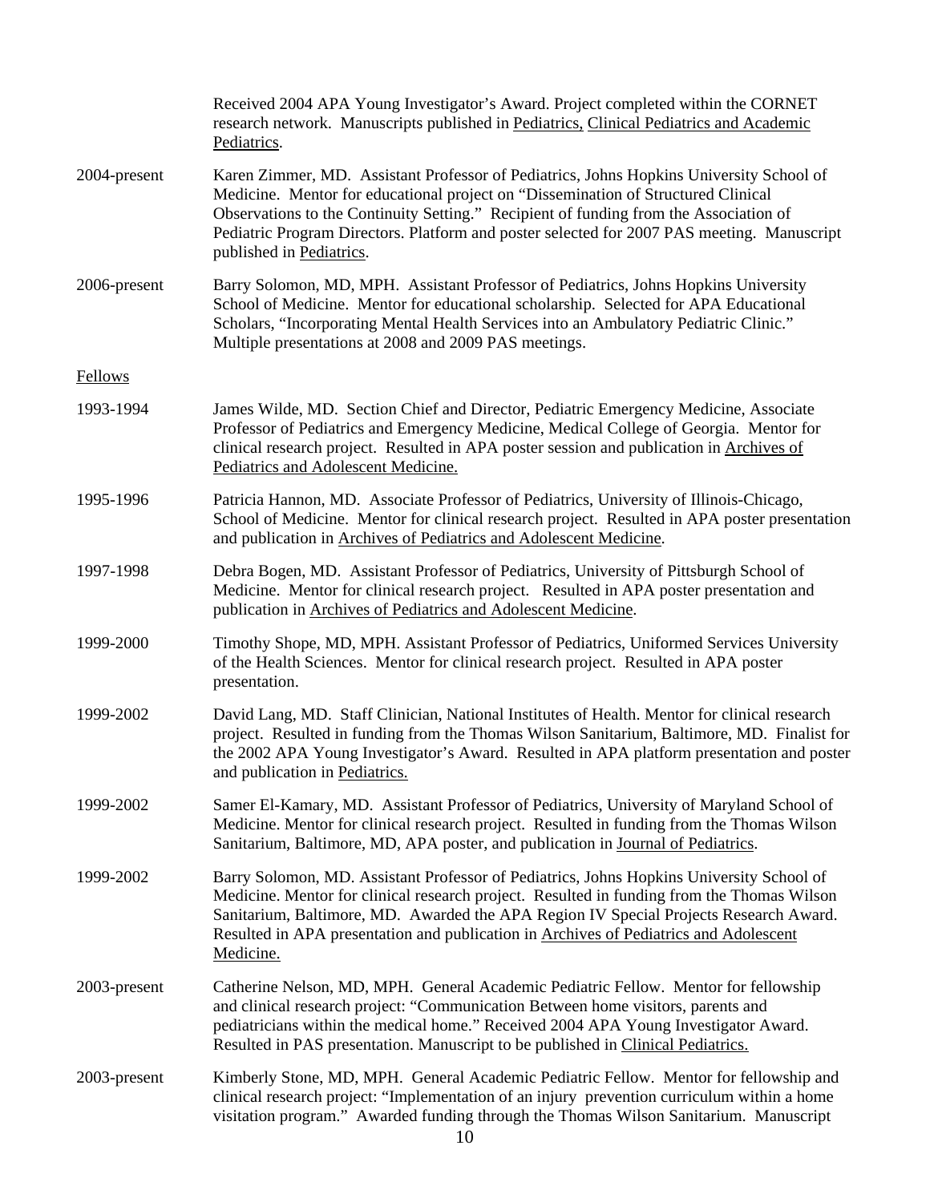Received 2004 APA Young Investigator's Award. Project completed within the CORNET research network. Manuscripts published in Pediatrics, Clinical Pediatrics and Academic Pediatrics.

2004-present Karen Zimmer, MD. Assistant Professor of Pediatrics, Johns Hopkins University School of Medicine. Mentor for educational project on "Dissemination of Structured Clinical Observations to the Continuity Setting." Recipient of funding from the Association of Pediatric Program Directors. Platform and poster selected for 2007 PAS meeting. Manuscript published in Pediatrics.

2006-present Barry Solomon, MD, MPH. Assistant Professor of Pediatrics, Johns Hopkins University School of Medicine. Mentor for educational scholarship. Selected for APA Educational Scholars, "Incorporating Mental Health Services into an Ambulatory Pediatric Clinic." Multiple presentations at 2008 and 2009 PAS meetings.

Fellows

1993-1994 James Wilde, MD. Section Chief and Director, Pediatric Emergency Medicine, Associate Professor of Pediatrics and Emergency Medicine, Medical College of Georgia. Mentor for clinical research project. Resulted in APA poster session and publication in Archives of Pediatrics and Adolescent Medicine.

1995-1996 Patricia Hannon, MD. Associate Professor of Pediatrics, University of Illinois-Chicago, School of Medicine. Mentor for clinical research project. Resulted in APA poster presentation and publication in Archives of Pediatrics and Adolescent Medicine.

1997-1998 Debra Bogen, MD. Assistant Professor of Pediatrics, University of Pittsburgh School of Medicine. Mentor for clinical research project. Resulted in APA poster presentation and publication in Archives of Pediatrics and Adolescent Medicine.

1999-2000 Timothy Shope, MD, MPH. Assistant Professor of Pediatrics, Uniformed Services University of the Health Sciences. Mentor for clinical research project. Resulted in APA poster presentation.

1999-2002 David Lang, MD. Staff Clinician, National Institutes of Health. Mentor for clinical research project. Resulted in funding from the Thomas Wilson Sanitarium, Baltimore, MD. Finalist for the 2002 APA Young Investigator's Award. Resulted in APA platform presentation and poster and publication in Pediatrics.

1999-2002 Samer El-Kamary, MD. Assistant Professor of Pediatrics, University of Maryland School of Medicine. Mentor for clinical research project. Resulted in funding from the Thomas Wilson Sanitarium, Baltimore, MD, APA poster, and publication in Journal of Pediatrics.

1999-2002 Barry Solomon, MD. Assistant Professor of Pediatrics, Johns Hopkins University School of Medicine. Mentor for clinical research project. Resulted in funding from the Thomas Wilson Sanitarium, Baltimore, MD. Awarded the APA Region IV Special Projects Research Award. Resulted in APA presentation and publication in Archives of Pediatrics and Adolescent Medicine.

2003-present Catherine Nelson, MD, MPH. General Academic Pediatric Fellow. Mentor for fellowship and clinical research project: "Communication Between home visitors, parents and pediatricians within the medical home." Received 2004 APA Young Investigator Award. Resulted in PAS presentation. Manuscript to be published in Clinical Pediatrics.

2003-present Kimberly Stone, MD, MPH. General Academic Pediatric Fellow. Mentor for fellowship and clinical research project: "Implementation of an injury prevention curriculum within a home visitation program." Awarded funding through the Thomas Wilson Sanitarium. Manuscript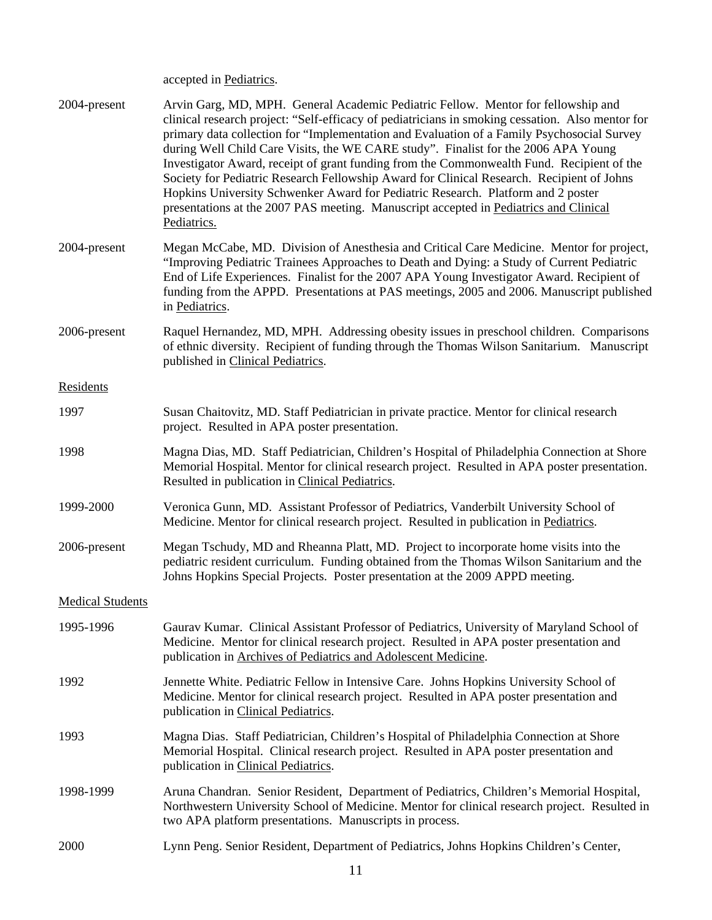accepted in Pediatrics.

2004-present — Arvin Garg, MD, MPH. General Academic Pediatric Fellow. Mentor for fellowship and clinical research project: "Self-efficacy of pediatricians in smoking cessation. Also mentor for primary data collection for "Implementation and Evaluation of a Family Psychosocial Survey during Well Child Care Visits, the WE CARE study". Finalist for the 2006 APA Young Investigator Award, receipt of grant funding from the Commonwealth Fund. Recipient of the Society for Pediatric Research Fellowship Award for Clinical Research. Recipient of Johns Hopkins University Schwenker Award for Pediatric Research. Platform and 2 poster presentations at the 2007 PAS meeting. Manuscript accepted in Pediatrics and Clinical Pediatrics.

2004-present — Megan McCabe, MD. Division of Anesthesia and Critical Care Medicine. Mentor for project, "Improving Pediatric Trainees Approaches to Death and Dying: a Study of Current Pediatric End of Life Experiences. Finalist for the 2007 APA Young Investigator Award. Recipient of funding from the APPD. Presentations at PAS meetings, 2005 and 2006. Manuscript published in Pediatrics.

2006-present — Raquel Hernandez, MD, MPH. Addressing obesity issues in preschool children. Comparisons of ethnic diversity. Recipient of funding through the Thomas Wilson Sanitarium. Manuscript published in Clinical Pediatrics.

Residents

1997 — Susan Chaitovitz, MD. Staff Pediatrician in private practice. Mentor for clinical research project. Resulted in APA poster presentation.

1998 — Magna Dias, MD. Staff Pediatrician, Children's Hospital of Philadelphia Connection at Shore Memorial Hospital. Mentor for clinical research project. Resulted in APA poster presentation. Resulted in publication in Clinical Pediatrics.

1999-2000 — Veronica Gunn, MD. Assistant Professor of Pediatrics, Vanderbilt University School of Medicine. Mentor for clinical research project. Resulted in publication in Pediatrics.

2006-present — Megan Tschudy, MD and Rheanna Platt, MD. Project to incorporate home visits into the pediatric resident curriculum. Funding obtained from the Thomas Wilson Sanitarium and the Johns Hopkins Special Projects. Poster presentation at the 2009 APPD meeting.

Medical Students

1995-1996 — Gaurav Kumar. Clinical Assistant Professor of Pediatrics, University of Maryland School of Medicine. Mentor for clinical research project. Resulted in APA poster presentation and publication in Archives of Pediatrics and Adolescent Medicine.

1992 — Jennette White. Pediatric Fellow in Intensive Care. Johns Hopkins University School of Medicine. Mentor for clinical research project. Resulted in APA poster presentation and publication in Clinical Pediatrics.

1993 — Magna Dias. Staff Pediatrician, Children's Hospital of Philadelphia Connection at Shore Memorial Hospital. Clinical research project. Resulted in APA poster presentation and publication in Clinical Pediatrics.

1998-1999 — Aruna Chandran. Senior Resident, Department of Pediatrics, Children's Memorial Hospital, Northwestern University School of Medicine. Mentor for clinical research project. Resulted in two APA platform presentations. Manuscripts in process.

2000 — Lynn Peng. Senior Resident, Department of Pediatrics, Johns Hopkins Children's Center,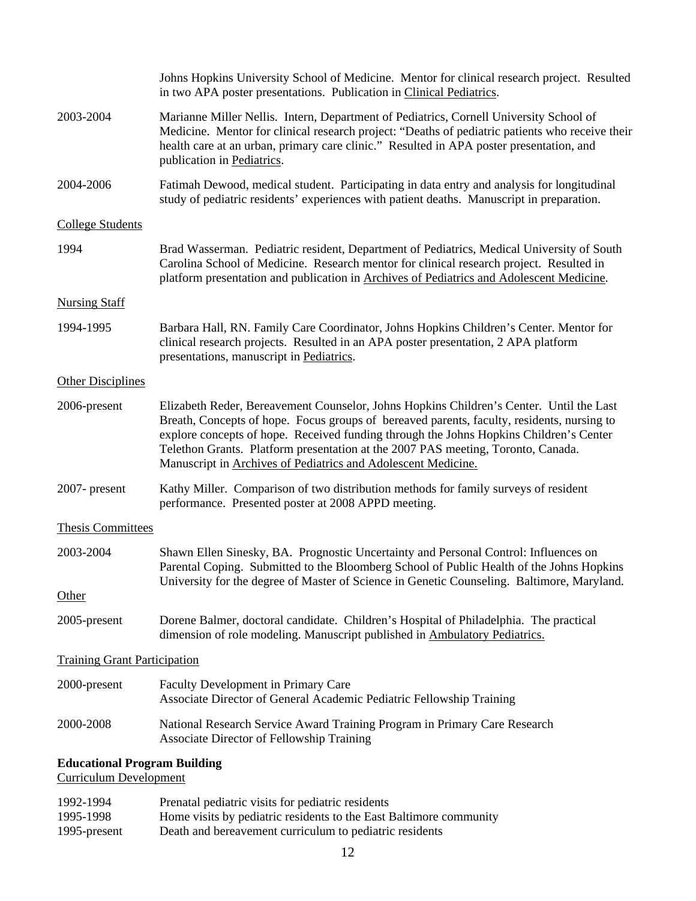Johns Hopkins University School of Medicine. Mentor for clinical research project. Resulted in two APA poster presentations. Publication in Clinical Pediatrics.

2003-2004 Marianne Miller Nellis. Intern, Department of Pediatrics, Cornell University School of Medicine. Mentor for clinical research project: "Deaths of pediatric patients who receive their health care at an urban, primary care clinic." Resulted in APA poster presentation, and publication in Pediatrics.

2004-2006 Fatimah Dewood, medical student. Participating in data entry and analysis for longitudinal study of pediatric residents' experiences with patient deaths. Manuscript in preparation.

College Students

1994 Brad Wasserman. Pediatric resident, Department of Pediatrics, Medical University of South Carolina School of Medicine. Research mentor for clinical research project. Resulted in platform presentation and publication in Archives of Pediatrics and Adolescent Medicine.

Nursing Staff

1994-1995 Barbara Hall, RN. Family Care Coordinator, Johns Hopkins Children's Center. Mentor for clinical research projects. Resulted in an APA poster presentation, 2 APA platform presentations, manuscript in Pediatrics.

Other Disciplines

2006-present Elizabeth Reder, Bereavement Counselor, Johns Hopkins Children's Center. Until the Last Breath, Concepts of hope. Focus groups of bereaved parents, faculty, residents, nursing to explore concepts of hope. Received funding through the Johns Hopkins Children's Center Telethon Grants. Platform presentation at the 2007 PAS meeting, Toronto, Canada. Manuscript in Archives of Pediatrics and Adolescent Medicine.

2007- present Kathy Miller. Comparison of two distribution methods for family surveys of resident performance. Presented poster at 2008 APPD meeting.

Thesis Committees

2003-2004 Shawn Ellen Sinesky, BA. Prognostic Uncertainty and Personal Control: Influences on Parental Coping. Submitted to the Bloomberg School of Public Health of the Johns Hopkins University for the degree of Master of Science in Genetic Counseling. Baltimore, Maryland.

Other

2005-present Dorene Balmer, doctoral candidate. Children's Hospital of Philadelphia. The practical dimension of role modeling. Manuscript published in Ambulatory Pediatrics.

Training Grant Participation

2000-present Faculty Development in Primary Care
Associate Director of General Academic Pediatric Fellowship Training

2000-2008 National Research Service Award Training Program in Primary Care Research
Associate Director of Fellowship Training

**Educational Program Building**

Curriculum Development

1992-1994 Prenatal pediatric visits for pediatric residents
1995-1998 Home visits by pediatric residents to the East Baltimore community
1995-present Death and bereavement curriculum to pediatric residents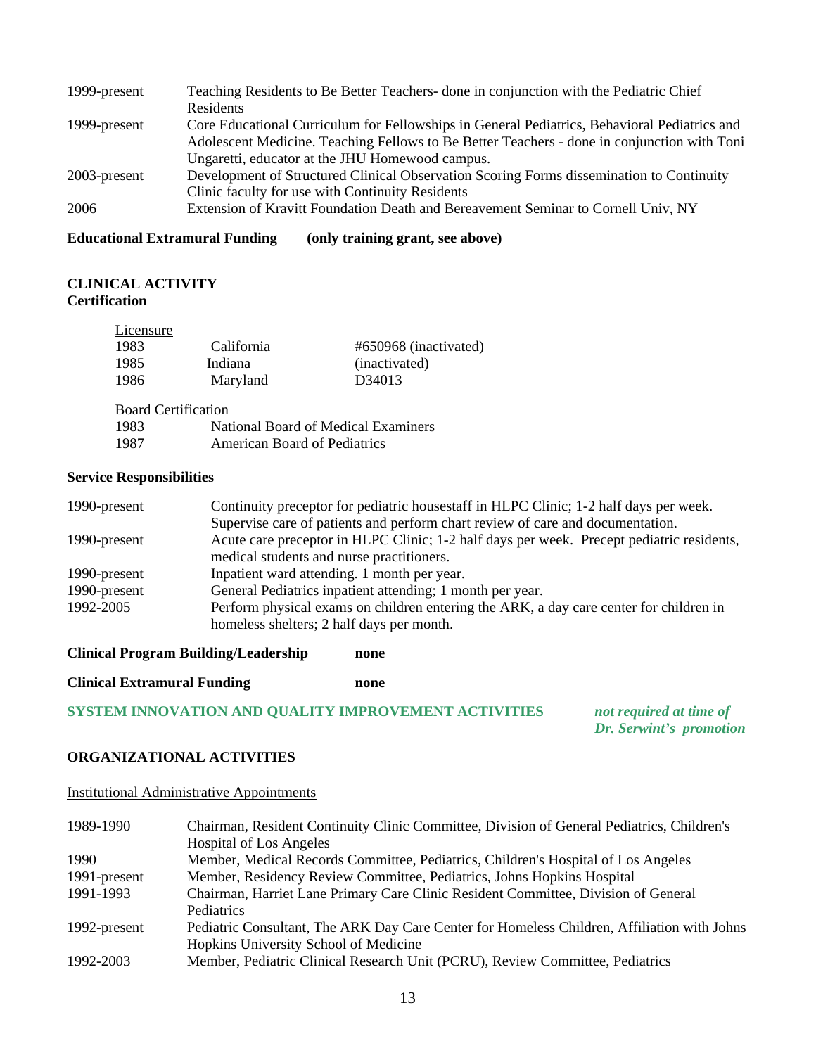| | |
|---|---|
| 1999-present | Teaching Residents to Be Better Teachers- done in conjunction with the Pediatric Chief Residents |
| 1999-present | Core Educational Curriculum for Fellowships in General Pediatrics, Behavioral Pediatrics and Adolescent Medicine. Teaching Fellows to Be Better Teachers - done in conjunction with Toni Ungaretti, educator at the JHU Homewood campus. |
| 2003-present | Development of Structured Clinical Observation Scoring Forms dissemination to Continuity Clinic faculty for use with Continuity Residents |
| 2006 | Extension of Kravitt Foundation Death and Bereavement Seminar to Cornell Univ, NY |

**Educational Extramural Funding (only training grant, see above)**

## CLINICAL ACTIVITY

### Certification

Licensure

| | | |
|---|---|---|
| 1983 | California | #650968 (inactivated) |
| 1985 | Indiana | (inactivated) |
| 1986 | Maryland | D34013 |

Board Certification

| | |
|---|---|
| 1983 | National Board of Medical Examiners |
| 1987 | American Board of Pediatrics |

### Service Responsibilities

| | |
|---|---|
| 1990-present | Continuity preceptor for pediatric housestaff in HLPC Clinic; 1-2 half days per week. Supervise care of patients and perform chart review of care and documentation. |
| 1990-present | Acute care preceptor in HLPC Clinic; 1-2 half days per week. Precept pediatric residents, medical students and nurse practitioners. |
| 1990-present | Inpatient ward attending. 1 month per year. |
| 1990-present | General Pediatrics inpatient attending; 1 month per year. |
| 1992-2005 | Perform physical exams on children entering the ARK, a day care center for children in homeless shelters; 2 half days per month. |

**Clinical Program Building/Leadership** none

**Clinical Extramural Funding** none

**SYSTEM INNOVATION AND QUALITY IMPROVEMENT ACTIVITIES** ***not required at time of Dr. Serwint's promotion***

## ORGANIZATIONAL ACTIVITIES

Institutional Administrative Appointments

| | |
|---|---|
| 1989-1990 | Chairman, Resident Continuity Clinic Committee, Division of General Pediatrics, Children's Hospital of Los Angeles |
| 1990 | Member, Medical Records Committee, Pediatrics, Children's Hospital of Los Angeles |
| 1991-present | Member, Residency Review Committee, Pediatrics, Johns Hopkins Hospital |
| 1991-1993 | Chairman, Harriet Lane Primary Care Clinic Resident Committee, Division of General Pediatrics |
| 1992-present | Pediatric Consultant, The ARK Day Care Center for Homeless Children, Affiliation with Johns Hopkins University School of Medicine |
| 1992-2003 | Member, Pediatric Clinical Research Unit (PCRU), Review Committee, Pediatrics |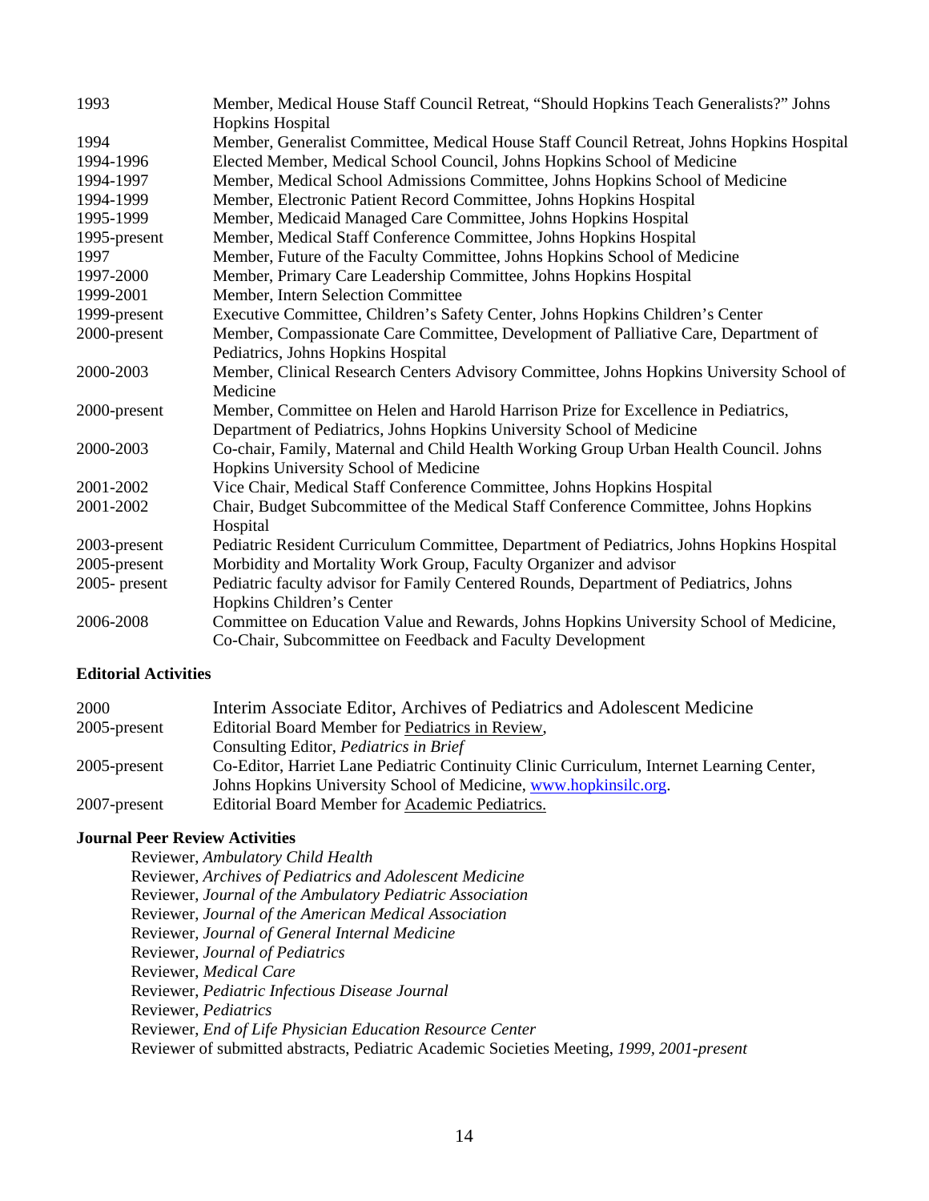| | |
|---|---|
| 1993 | Member, Medical House Staff Council Retreat, "Should Hopkins Teach Generalists?" Johns Hopkins Hospital |
| 1994 | Member, Generalist Committee, Medical House Staff Council Retreat, Johns Hopkins Hospital |
| 1994-1996 | Elected Member, Medical School Council, Johns Hopkins School of Medicine |
| 1994-1997 | Member, Medical School Admissions Committee, Johns Hopkins School of Medicine |
| 1994-1999 | Member, Electronic Patient Record Committee, Johns Hopkins Hospital |
| 1995-1999 | Member, Medicaid Managed Care Committee, Johns Hopkins Hospital |
| 1995-present | Member, Medical Staff Conference Committee, Johns Hopkins Hospital |
| 1997 | Member, Future of the Faculty Committee, Johns Hopkins School of Medicine |
| 1997-2000 | Member, Primary Care Leadership Committee, Johns Hopkins Hospital |
| 1999-2001 | Member, Intern Selection Committee |
| 1999-present | Executive Committee, Children's Safety Center, Johns Hopkins Children's Center |
| 2000-present | Member, Compassionate Care Committee, Development of Palliative Care, Department of Pediatrics, Johns Hopkins Hospital |
| 2000-2003 | Member, Clinical Research Centers Advisory Committee, Johns Hopkins University School of Medicine |
| 2000-present | Member, Committee on Helen and Harold Harrison Prize for Excellence in Pediatrics, Department of Pediatrics, Johns Hopkins University School of Medicine |
| 2000-2003 | Co-chair, Family, Maternal and Child Health Working Group Urban Health Council. Johns Hopkins University School of Medicine |
| 2001-2002 | Vice Chair, Medical Staff Conference Committee, Johns Hopkins Hospital |
| 2001-2002 | Chair, Budget Subcommittee of the Medical Staff Conference Committee, Johns Hopkins Hospital |
| 2003-present | Pediatric Resident Curriculum Committee, Department of Pediatrics, Johns Hopkins Hospital |
| 2005-present | Morbidity and Mortality Work Group, Faculty Organizer and advisor |
| 2005- present | Pediatric faculty advisor for Family Centered Rounds, Department of Pediatrics, Johns Hopkins Children's Center |
| 2006-2008 | Committee on Education Value and Rewards, Johns Hopkins University School of Medicine, Co-Chair, Subcommittee on Feedback and Faculty Development |

**Editorial Activities**

| | |
|---|---|
| 2000 | Interim Associate Editor, Archives of Pediatrics and Adolescent Medicine |
| 2005-present | Editorial Board Member for Pediatrics in Review, Consulting Editor, *Pediatrics in Brief* |
| 2005-present | Co-Editor, Harriet Lane Pediatric Continuity Clinic Curriculum, Internet Learning Center, Johns Hopkins University School of Medicine, www.hopkinsilc.org. |
| 2007-present | Editorial Board Member for Academic Pediatrics. |

**Journal Peer Review Activities**

Reviewer, *Ambulatory Child Health*
Reviewer, *Archives of Pediatrics and Adolescent Medicine*
Reviewer, *Journal of the Ambulatory Pediatric Association*
Reviewer, *Journal of the American Medical Association*
Reviewer, *Journal of General Internal Medicine*
Reviewer, *Journal of Pediatrics*
Reviewer, *Medical Care*
Reviewer, *Pediatric Infectious Disease Journal*
Reviewer, *Pediatrics*
Reviewer, *End of Life Physician Education Resource Center*
Reviewer of submitted abstracts, Pediatric Academic Societies Meeting, *1999, 2001-present*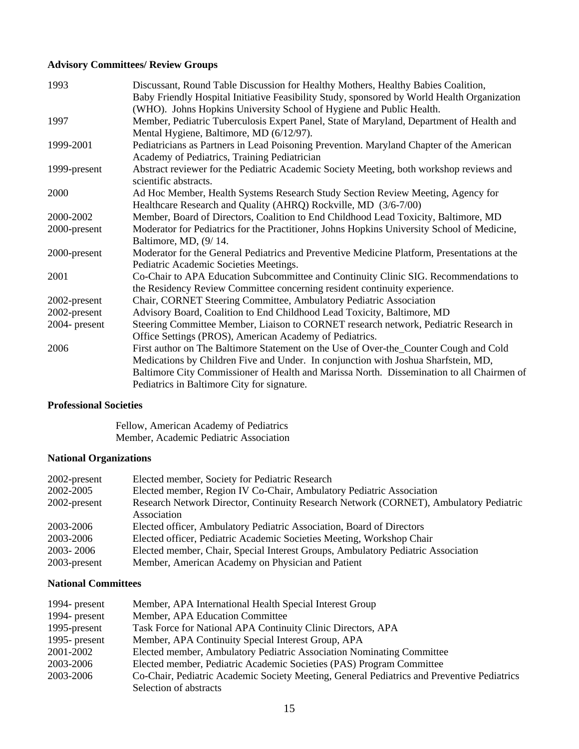**Advisory Committees/ Review Groups**

| | |
|---|---|
| 1993 | Discussant, Round Table Discussion for Healthy Mothers, Healthy Babies Coalition, Baby Friendly Hospital Initiative Feasibility Study, sponsored by World Health Organization (WHO). Johns Hopkins University School of Hygiene and Public Health. |
| 1997 | Member, Pediatric Tuberculosis Expert Panel, State of Maryland, Department of Health and Mental Hygiene, Baltimore, MD (6/12/97). |
| 1999-2001 | Pediatricians as Partners in Lead Poisoning Prevention. Maryland Chapter of the American Academy of Pediatrics, Training Pediatrician |
| 1999-present | Abstract reviewer for the Pediatric Academic Society Meeting, both workshop reviews and scientific abstracts. |
| 2000 | Ad Hoc Member, Health Systems Research Study Section Review Meeting, Agency for Healthcare Research and Quality (AHRQ) Rockville, MD (3/6-7/00) |
| 2000-2002 | Member, Board of Directors, Coalition to End Childhood Lead Toxicity, Baltimore, MD |
| 2000-present | Moderator for Pediatrics for the Practitioner, Johns Hopkins University School of Medicine, Baltimore, MD, (9/ 14. |
| 2000-present | Moderator for the General Pediatrics and Preventive Medicine Platform, Presentations at the Pediatric Academic Societies Meetings. |
| 2001 | Co-Chair to APA Education Subcommittee and Continuity Clinic SIG. Recommendations to the Residency Review Committee concerning resident continuity experience. |
| 2002-present | Chair, CORNET Steering Committee, Ambulatory Pediatric Association |
| 2002-present | Advisory Board, Coalition to End Childhood Lead Toxicity, Baltimore, MD |
| 2004- present | Steering Committee Member, Liaison to CORNET research network, Pediatric Research in Office Settings (PROS), American Academy of Pediatrics. |
| 2006 | First author on The Baltimore Statement on the Use of Over-the_Counter Cough and Cold Medications by Children Five and Under. In conjunction with Joshua Sharfstein, MD, Baltimore City Commissioner of Health and Marissa North. Dissemination to all Chairmen of Pediatrics in Baltimore City for signature. |

**Professional Societies**

Fellow, American Academy of Pediatrics
Member, Academic Pediatric Association

**National Organizations**

| | |
|---|---|
| 2002-present | Elected member, Society for Pediatric Research |
| 2002-2005 | Elected member, Region IV Co-Chair, Ambulatory Pediatric Association |
| 2002-present | Research Network Director, Continuity Research Network (CORNET), Ambulatory Pediatric Association |
| 2003-2006 | Elected officer, Ambulatory Pediatric Association, Board of Directors |
| 2003-2006 | Elected officer, Pediatric Academic Societies Meeting, Workshop Chair |
| 2003- 2006 | Elected member, Chair, Special Interest Groups, Ambulatory Pediatric Association |
| 2003-present | Member, American Academy on Physician and Patient |

**National Committees**

| | |
|---|---|
| 1994- present | Member, APA International Health Special Interest Group |
| 1994- present | Member, APA Education Committee |
| 1995-present | Task Force for National APA Continuity Clinic Directors, APA |
| 1995- present | Member, APA Continuity Special Interest Group, APA |
| 2001-2002 | Elected member, Ambulatory Pediatric Association Nominating Committee |
| 2003-2006 | Elected member, Pediatric Academic Societies (PAS) Program Committee |
| 2003-2006 | Co-Chair, Pediatric Academic Society Meeting, General Pediatrics and Preventive Pediatrics Selection of abstracts |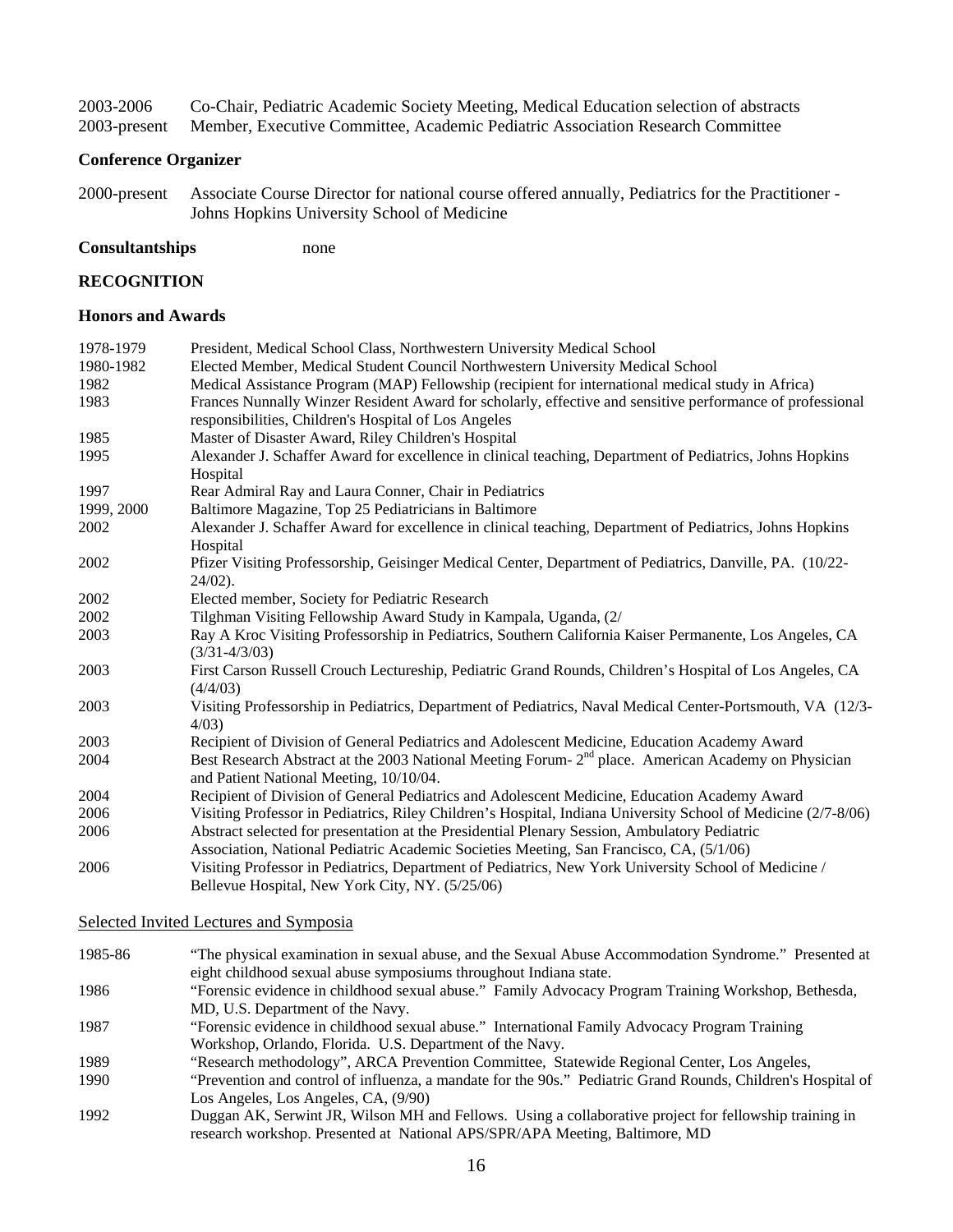| | |
|---|---|
| 2003-2006 | Co-Chair, Pediatric Academic Society Meeting, Medical Education selection of abstracts |
| 2003-present | Member, Executive Committee, Academic Pediatric Association Research Committee |

**Conference Organizer**

| | |
|---|---|
| 2000-present | Associate Course Director for national course offered annually, Pediatrics for the Practitioner - Johns Hopkins University School of Medicine |

**Consultantships** none

**RECOGNITION**

**Honors and Awards**

| | |
|---|---|
| 1978-1979 | President, Medical School Class, Northwestern University Medical School |
| 1980-1982 | Elected Member, Medical Student Council Northwestern University Medical School |
| 1982 | Medical Assistance Program (MAP) Fellowship (recipient for international medical study in Africa) |
| 1983 | Frances Nunnally Winzer Resident Award for scholarly, effective and sensitive performance of professional responsibilities, Children's Hospital of Los Angeles |
| 1985 | Master of Disaster Award, Riley Children's Hospital |
| 1995 | Alexander J. Schaffer Award for excellence in clinical teaching, Department of Pediatrics, Johns Hopkins Hospital |
| 1997 | Rear Admiral Ray and Laura Conner, Chair in Pediatrics |
| 1999, 2000 | Baltimore Magazine, Top 25 Pediatricians in Baltimore |
| 2002 | Alexander J. Schaffer Award for excellence in clinical teaching, Department of Pediatrics, Johns Hopkins Hospital |
| 2002 | Pfizer Visiting Professorship, Geisinger Medical Center, Department of Pediatrics, Danville, PA. (10/22-24/02). |
| 2002 | Elected member, Society for Pediatric Research |
| 2002 | Tilghman Visiting Fellowship Award Study in Kampala, Uganda, (2/ |
| 2003 | Ray A Kroc Visiting Professorship in Pediatrics, Southern California Kaiser Permanente, Los Angeles, CA (3/31-4/3/03) |
| 2003 | First Carson Russell Crouch Lectureship, Pediatric Grand Rounds, Children's Hospital of Los Angeles, CA (4/4/03) |
| 2003 | Visiting Professorship in Pediatrics, Department of Pediatrics, Naval Medical Center-Portsmouth, VA (12/3-4/03) |
| 2003 | Recipient of Division of General Pediatrics and Adolescent Medicine, Education Academy Award |
| 2004 | Best Research Abstract at the 2003 National Meeting Forum- 2nd place. American Academy on Physician and Patient National Meeting, 10/10/04. |
| 2004 | Recipient of Division of General Pediatrics and Adolescent Medicine, Education Academy Award |
| 2006 | Visiting Professor in Pediatrics, Riley Children's Hospital, Indiana University School of Medicine (2/7-8/06) |
| 2006 | Abstract selected for presentation at the Presidential Plenary Session, Ambulatory Pediatric Association, National Pediatric Academic Societies Meeting, San Francisco, CA, (5/1/06) |
| 2006 | Visiting Professor in Pediatrics, Department of Pediatrics, New York University School of Medicine / Bellevue Hospital, New York City, NY. (5/25/06) |

Selected Invited Lectures and Symposia

| | |
|---|---|
| 1985-86 | "The physical examination in sexual abuse, and the Sexual Abuse Accommodation Syndrome." Presented at eight childhood sexual abuse symposiums throughout Indiana state. |
| 1986 | "Forensic evidence in childhood sexual abuse." Family Advocacy Program Training Workshop, Bethesda, MD, U.S. Department of the Navy. |
| 1987 | "Forensic evidence in childhood sexual abuse." International Family Advocacy Program Training Workshop, Orlando, Florida. U.S. Department of the Navy. |
| 1989 | "Research methodology", ARCA Prevention Committee, Statewide Regional Center, Los Angeles, |
| 1990 | "Prevention and control of influenza, a mandate for the 90s." Pediatric Grand Rounds, Children's Hospital of Los Angeles, Los Angeles, CA, (9/90) |
| 1992 | Duggan AK, Serwint JR, Wilson MH and Fellows. Using a collaborative project for fellowship training in research workshop. Presented at National APS/SPR/APA Meeting, Baltimore, MD |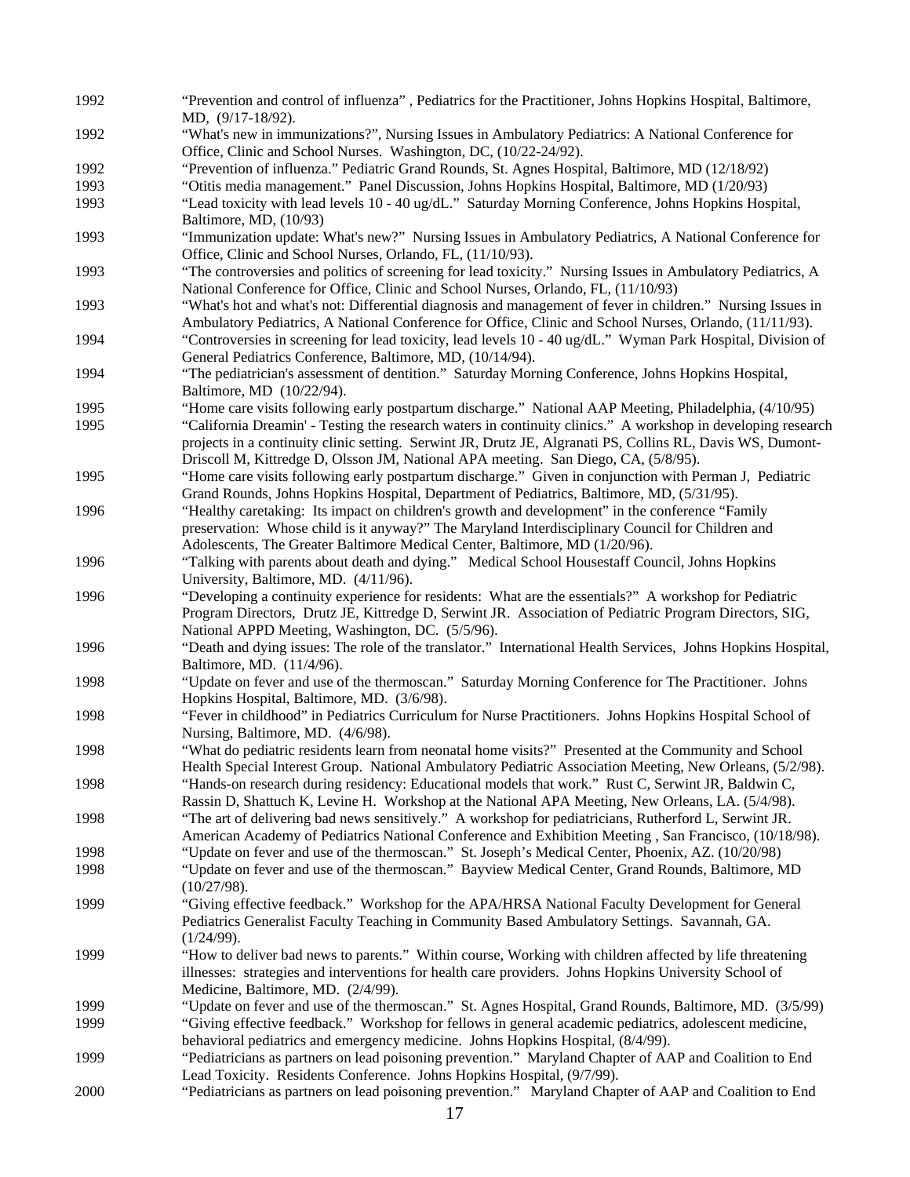1992 "Prevention and control of influenza" , Pediatrics for the Practitioner, Johns Hopkins Hospital, Baltimore, MD, (9/17-18/92).

1992 "What's new in immunizations?", Nursing Issues in Ambulatory Pediatrics: A National Conference for Office, Clinic and School Nurses. Washington, DC, (10/22-24/92).

1992 "Prevention of influenza." Pediatric Grand Rounds, St. Agnes Hospital, Baltimore, MD (12/18/92)

1993 "Otitis media management." Panel Discussion, Johns Hopkins Hospital, Baltimore, MD (1/20/93)

1993 "Lead toxicity with lead levels 10 - 40 ug/dL." Saturday Morning Conference, Johns Hopkins Hospital, Baltimore, MD, (10/93)

1993 "Immunization update: What's new?" Nursing Issues in Ambulatory Pediatrics, A National Conference for Office, Clinic and School Nurses, Orlando, FL, (11/10/93).

1993 "The controversies and politics of screening for lead toxicity." Nursing Issues in Ambulatory Pediatrics, A National Conference for Office, Clinic and School Nurses, Orlando, FL, (11/10/93)

1993 "What's hot and what's not: Differential diagnosis and management of fever in children." Nursing Issues in Ambulatory Pediatrics, A National Conference for Office, Clinic and School Nurses, Orlando, (11/11/93).

1994 "Controversies in screening for lead toxicity, lead levels 10 - 40 ug/dL." Wyman Park Hospital, Division of General Pediatrics Conference, Baltimore, MD, (10/14/94).

1994 "The pediatrician's assessment of dentition." Saturday Morning Conference, Johns Hopkins Hospital, Baltimore, MD (10/22/94).

1995 "Home care visits following early postpartum discharge." National AAP Meeting, Philadelphia, (4/10/95)

1995 "California Dreamin' - Testing the research waters in continuity clinics." A workshop in developing research projects in a continuity clinic setting. Serwint JR, Drutz JE, Algranati PS, Collins RL, Davis WS, Dumont-Driscoll M, Kittredge D, Olsson JM, National APA meeting. San Diego, CA, (5/8/95).

1995 "Home care visits following early postpartum discharge." Given in conjunction with Perman J, Pediatric Grand Rounds, Johns Hopkins Hospital, Department of Pediatrics, Baltimore, MD, (5/31/95).

1996 "Healthy caretaking: Its impact on children's growth and development" in the conference "Family preservation: Whose child is it anyway?" The Maryland Interdisciplinary Council for Children and Adolescents, The Greater Baltimore Medical Center, Baltimore, MD (1/20/96).

1996 "Talking with parents about death and dying." Medical School Housestaff Council, Johns Hopkins University, Baltimore, MD. (4/11/96).

1996 "Developing a continuity experience for residents: What are the essentials?" A workshop for Pediatric Program Directors, Drutz JE, Kittredge D, Serwint JR. Association of Pediatric Program Directors, SIG, National APPD Meeting, Washington, DC. (5/5/96).

1996 "Death and dying issues: The role of the translator." International Health Services, Johns Hopkins Hospital, Baltimore, MD. (11/4/96).

1998 "Update on fever and use of the thermoscan." Saturday Morning Conference for The Practitioner. Johns Hopkins Hospital, Baltimore, MD. (3/6/98).

1998 "Fever in childhood" in Pediatrics Curriculum for Nurse Practitioners. Johns Hopkins Hospital School of Nursing, Baltimore, MD. (4/6/98).

1998 "What do pediatric residents learn from neonatal home visits?" Presented at the Community and School Health Special Interest Group. National Ambulatory Pediatric Association Meeting, New Orleans, (5/2/98).

1998 "Hands-on research during residency: Educational models that work." Rust C, Serwint JR, Baldwin C, Rassin D, Shattuch K, Levine H. Workshop at the National APA Meeting, New Orleans, LA. (5/4/98).

1998 "The art of delivering bad news sensitively." A workshop for pediatricians, Rutherford L, Serwint JR. American Academy of Pediatrics National Conference and Exhibition Meeting , San Francisco, (10/18/98).

1998 "Update on fever and use of the thermoscan." St. Joseph's Medical Center, Phoenix, AZ. (10/20/98)

1998 "Update on fever and use of the thermoscan." Bayview Medical Center, Grand Rounds, Baltimore, MD (10/27/98).

1999 "Giving effective feedback." Workshop for the APA/HRSA National Faculty Development for General Pediatrics Generalist Faculty Teaching in Community Based Ambulatory Settings. Savannah, GA. (1/24/99).

1999 "How to deliver bad news to parents." Within course, Working with children affected by life threatening illnesses: strategies and interventions for health care providers. Johns Hopkins University School of Medicine, Baltimore, MD. (2/4/99).

1999 "Update on fever and use of the thermoscan." St. Agnes Hospital, Grand Rounds, Baltimore, MD. (3/5/99)

1999 "Giving effective feedback." Workshop for fellows in general academic pediatrics, adolescent medicine, behavioral pediatrics and emergency medicine. Johns Hopkins Hospital, (8/4/99).

1999 "Pediatricians as partners on lead poisoning prevention." Maryland Chapter of AAP and Coalition to End Lead Toxicity. Residents Conference. Johns Hopkins Hospital, (9/7/99).

2000 "Pediatricians as partners on lead poisoning prevention." Maryland Chapter of AAP and Coalition to End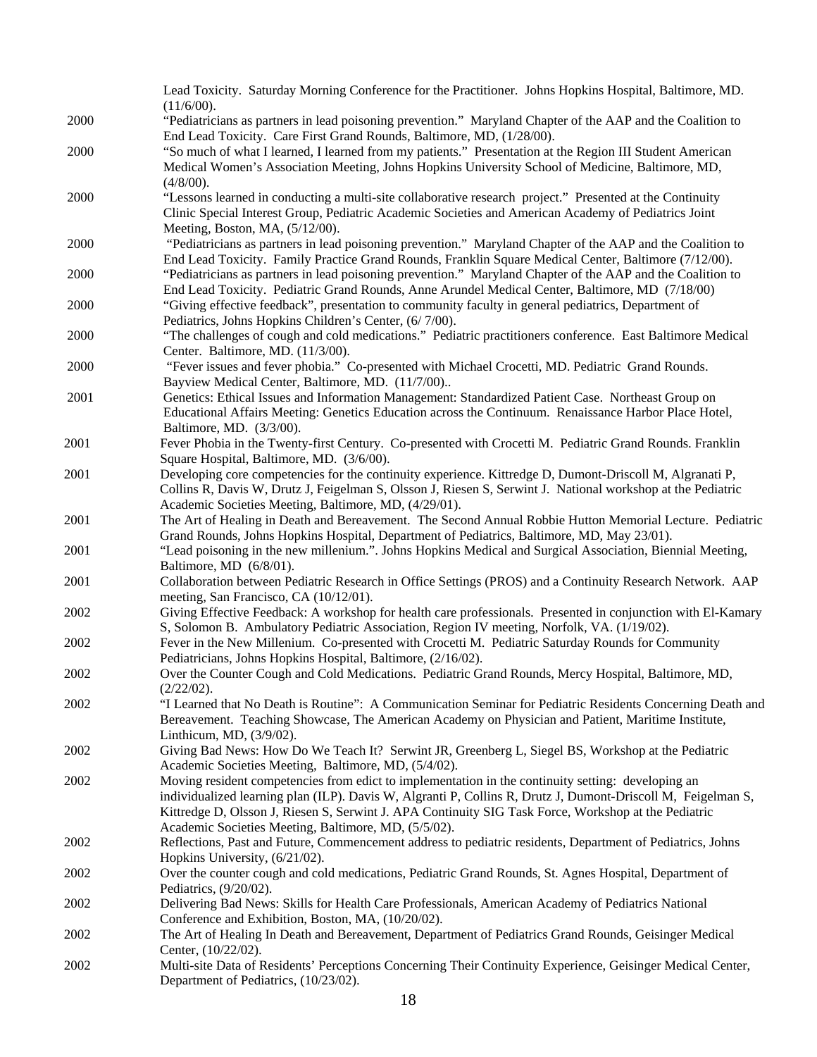Lead Toxicity. Saturday Morning Conference for the Practitioner. Johns Hopkins Hospital, Baltimore, MD. (11/6/00).

2000 "Pediatricians as partners in lead poisoning prevention." Maryland Chapter of the AAP and the Coalition to End Lead Toxicity. Care First Grand Rounds, Baltimore, MD, (1/28/00).

2000 "So much of what I learned, I learned from my patients." Presentation at the Region III Student American Medical Women's Association Meeting, Johns Hopkins University School of Medicine, Baltimore, MD, (4/8/00).

2000 "Lessons learned in conducting a multi-site collaborative research project." Presented at the Continuity Clinic Special Interest Group, Pediatric Academic Societies and American Academy of Pediatrics Joint Meeting, Boston, MA, (5/12/00).

2000 "Pediatricians as partners in lead poisoning prevention." Maryland Chapter of the AAP and the Coalition to End Lead Toxicity. Family Practice Grand Rounds, Franklin Square Medical Center, Baltimore (7/12/00).

2000 "Pediatricians as partners in lead poisoning prevention." Maryland Chapter of the AAP and the Coalition to End Lead Toxicity. Pediatric Grand Rounds, Anne Arundel Medical Center, Baltimore, MD (7/18/00)

2000 "Giving effective feedback", presentation to community faculty in general pediatrics, Department of Pediatrics, Johns Hopkins Children's Center, (6/ 7/00).

2000 "The challenges of cough and cold medications." Pediatric practitioners conference. East Baltimore Medical Center. Baltimore, MD. (11/3/00).

2000 "Fever issues and fever phobia." Co-presented with Michael Crocetti, MD. Pediatric Grand Rounds. Bayview Medical Center, Baltimore, MD. (11/7/00)..

2001 Genetics: Ethical Issues and Information Management: Standardized Patient Case. Northeast Group on Educational Affairs Meeting: Genetics Education across the Continuum. Renaissance Harbor Place Hotel, Baltimore, MD. (3/3/00).

2001 Fever Phobia in the Twenty-first Century. Co-presented with Crocetti M. Pediatric Grand Rounds. Franklin Square Hospital, Baltimore, MD. (3/6/00).

2001 Developing core competencies for the continuity experience. Kittredge D, Dumont-Driscoll M, Algranati P, Collins R, Davis W, Drutz J, Feigelman S, Olsson J, Riesen S, Serwint J. National workshop at the Pediatric Academic Societies Meeting, Baltimore, MD, (4/29/01).

2001 The Art of Healing in Death and Bereavement. The Second Annual Robbie Hutton Memorial Lecture. Pediatric Grand Rounds, Johns Hopkins Hospital, Department of Pediatrics, Baltimore, MD, May 23/01).

2001 "Lead poisoning in the new millenium.". Johns Hopkins Medical and Surgical Association, Biennial Meeting, Baltimore, MD (6/8/01).

2001 Collaboration between Pediatric Research in Office Settings (PROS) and a Continuity Research Network. AAP meeting, San Francisco, CA (10/12/01).

2002 Giving Effective Feedback: A workshop for health care professionals. Presented in conjunction with El-Kamary S, Solomon B. Ambulatory Pediatric Association, Region IV meeting, Norfolk, VA. (1/19/02).

2002 Fever in the New Millenium. Co-presented with Crocetti M. Pediatric Saturday Rounds for Community Pediatricians, Johns Hopkins Hospital, Baltimore, (2/16/02).

2002 Over the Counter Cough and Cold Medications. Pediatric Grand Rounds, Mercy Hospital, Baltimore, MD, (2/22/02).

2002 "I Learned that No Death is Routine": A Communication Seminar for Pediatric Residents Concerning Death and Bereavement. Teaching Showcase, The American Academy on Physician and Patient, Maritime Institute, Linthicum, MD, (3/9/02).

2002 Giving Bad News: How Do We Teach It? Serwint JR, Greenberg L, Siegel BS, Workshop at the Pediatric Academic Societies Meeting, Baltimore, MD, (5/4/02).

2002 Moving resident competencies from edict to implementation in the continuity setting: developing an individualized learning plan (ILP). Davis W, Algranti P, Collins R, Drutz J, Dumont-Driscoll M, Feigelman S, Kittredge D, Olsson J, Riesen S, Serwint J. APA Continuity SIG Task Force, Workshop at the Pediatric Academic Societies Meeting, Baltimore, MD, (5/5/02).

2002 Reflections, Past and Future, Commencement address to pediatric residents, Department of Pediatrics, Johns Hopkins University, (6/21/02).

2002 Over the counter cough and cold medications, Pediatric Grand Rounds, St. Agnes Hospital, Department of Pediatrics, (9/20/02).

2002 Delivering Bad News: Skills for Health Care Professionals, American Academy of Pediatrics National Conference and Exhibition, Boston, MA, (10/20/02).

2002 The Art of Healing In Death and Bereavement, Department of Pediatrics Grand Rounds, Geisinger Medical Center, (10/22/02).

2002 Multi-site Data of Residents' Perceptions Concerning Their Continuity Experience, Geisinger Medical Center, Department of Pediatrics, (10/23/02).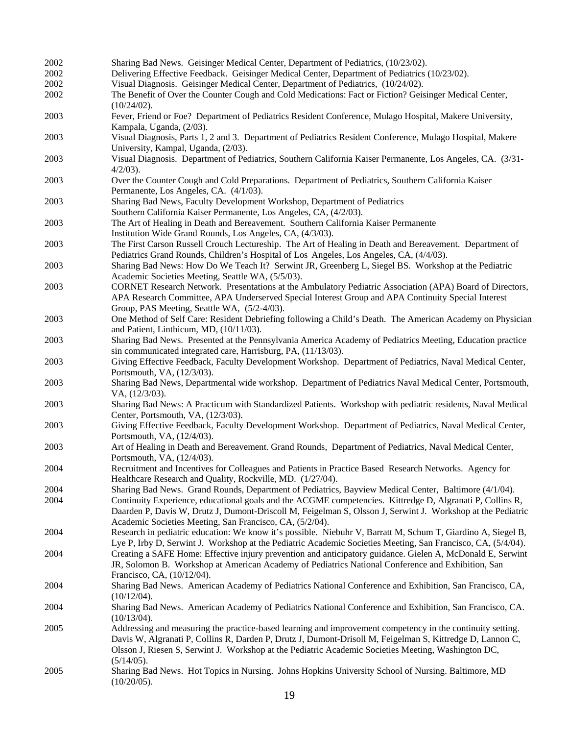| | |
|---|---|
| 2002 | Sharing Bad News. Geisinger Medical Center, Department of Pediatrics, (10/23/02). |
| 2002 | Delivering Effective Feedback. Geisinger Medical Center, Department of Pediatrics (10/23/02). |
| 2002 | Visual Diagnosis. Geisinger Medical Center, Department of Pediatrics, (10/24/02). |
| 2002 | The Benefit of Over the Counter Cough and Cold Medications: Fact or Fiction? Geisinger Medical Center, (10/24/02). |
| 2003 | Fever, Friend or Foe? Department of Pediatrics Resident Conference, Mulago Hospital, Makere University, Kampala, Uganda, (2/03). |
| 2003 | Visual Diagnosis, Parts 1, 2 and 3. Department of Pediatrics Resident Conference, Mulago Hospital, Makere University, Kampal, Uganda, (2/03). |
| 2003 | Visual Diagnosis. Department of Pediatrics, Southern California Kaiser Permanente, Los Angeles, CA. (3/31-4/2/03). |
| 2003 | Over the Counter Cough and Cold Preparations. Department of Pediatrics, Southern California Kaiser Permanente, Los Angeles, CA. (4/1/03). |
| 2003 | Sharing Bad News, Faculty Development Workshop, Department of Pediatrics Southern California Kaiser Permanente, Los Angeles, CA, (4/2/03). |
| 2003 | The Art of Healing in Death and Bereavement. Southern California Kaiser Permanente Institution Wide Grand Rounds, Los Angeles, CA, (4/3/03). |
| 2003 | The First Carson Russell Crouch Lectureship. The Art of Healing in Death and Bereavement. Department of Pediatrics Grand Rounds, Children's Hospital of Los Angeles, Los Angeles, CA, (4/4/03). |
| 2003 | Sharing Bad News: How Do We Teach It? Serwint JR, Greenberg L, Siegel BS. Workshop at the Pediatric Academic Societies Meeting, Seattle WA, (5/5/03). |
| 2003 | CORNET Research Network. Presentations at the Ambulatory Pediatric Association (APA) Board of Directors, APA Research Committee, APA Underserved Special Interest Group and APA Continuity Special Interest Group, PAS Meeting, Seattle WA, (5/2-4/03). |
| 2003 | One Method of Self Care: Resident Debriefing following a Child's Death. The American Academy on Physician and Patient, Linthicum, MD, (10/11/03). |
| 2003 | Sharing Bad News. Presented at the Pennsylvania America Academy of Pediatrics Meeting, Education practice sin communicated integrated care, Harrisburg, PA, (11/13/03). |
| 2003 | Giving Effective Feedback, Faculty Development Workshop. Department of Pediatrics, Naval Medical Center, Portsmouth, VA, (12/3/03). |
| 2003 | Sharing Bad News, Departmental wide workshop. Department of Pediatrics Naval Medical Center, Portsmouth, VA, (12/3/03). |
| 2003 | Sharing Bad News: A Practicum with Standardized Patients. Workshop with pediatric residents, Naval Medical Center, Portsmouth, VA, (12/3/03). |
| 2003 | Giving Effective Feedback, Faculty Development Workshop. Department of Pediatrics, Naval Medical Center, Portsmouth, VA, (12/4/03). |
| 2003 | Art of Healing in Death and Bereavement. Grand Rounds, Department of Pediatrics, Naval Medical Center, Portsmouth, VA, (12/4/03). |
| 2004 | Recruitment and Incentives for Colleagues and Patients in Practice Based Research Networks. Agency for Healthcare Research and Quality, Rockville, MD. (1/27/04). |
| 2004 | Sharing Bad News. Grand Rounds, Department of Pediatrics, Bayview Medical Center, Baltimore (4/1/04). |
| 2004 | Continuity Experience, educational goals and the ACGME competencies. Kittredge D, Algranati P, Collins R, Daarden P, Davis W, Drutz J, Dumont-Driscoll M, Feigelman S, Olsson J, Serwint J. Workshop at the Pediatric Academic Societies Meeting, San Francisco, CA, (5/2/04). |
| 2004 | Research in pediatric education: We know it's possible. Niebuhr V, Barratt M, Schum T, Giardino A, Siegel B, Lye P, Irby D, Serwint J. Workshop at the Pediatric Academic Societies Meeting, San Francisco, CA, (5/4/04). |
| 2004 | Creating a SAFE Home: Effective injury prevention and anticipatory guidance. Gielen A, McDonald E, Serwint JR, Solomon B. Workshop at American Academy of Pediatrics National Conference and Exhibition, San Francisco, CA, (10/12/04). |
| 2004 | Sharing Bad News. American Academy of Pediatrics National Conference and Exhibition, San Francisco, CA, (10/12/04). |
| 2004 | Sharing Bad News. American Academy of Pediatrics National Conference and Exhibition, San Francisco, CA. (10/13/04). |
| 2005 | Addressing and measuring the practice-based learning and improvement competency in the continuity setting. Davis W, Algranati P, Collins R, Darden P, Drutz J, Dumont-Drisoll M, Feigelman S, Kittredge D, Lannon C, Olsson J, Riesen S, Serwint J. Workshop at the Pediatric Academic Societies Meeting, Washington DC, (5/14/05). |
| 2005 | Sharing Bad News. Hot Topics in Nursing. Johns Hopkins University School of Nursing. Baltimore, MD (10/20/05). |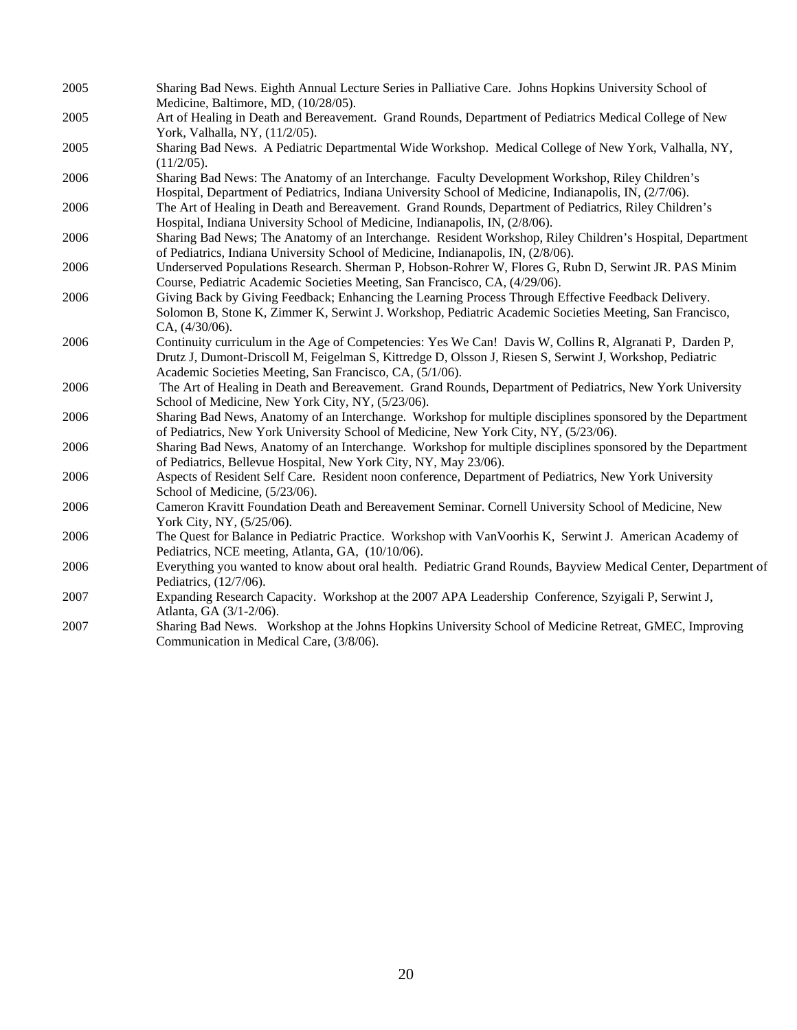| | |
|---|---|
| 2005 | Sharing Bad News. Eighth Annual Lecture Series in Palliative Care. Johns Hopkins University School of Medicine, Baltimore, MD, (10/28/05). |
| 2005 | Art of Healing in Death and Bereavement. Grand Rounds, Department of Pediatrics Medical College of New York, Valhalla, NY, (11/2/05). |
| 2005 | Sharing Bad News. A Pediatric Departmental Wide Workshop. Medical College of New York, Valhalla, NY, (11/2/05). |
| 2006 | Sharing Bad News: The Anatomy of an Interchange. Faculty Development Workshop, Riley Children's Hospital, Department of Pediatrics, Indiana University School of Medicine, Indianapolis, IN, (2/7/06). |
| 2006 | The Art of Healing in Death and Bereavement. Grand Rounds, Department of Pediatrics, Riley Children's Hospital, Indiana University School of Medicine, Indianapolis, IN, (2/8/06). |
| 2006 | Sharing Bad News; The Anatomy of an Interchange. Resident Workshop, Riley Children's Hospital, Department of Pediatrics, Indiana University School of Medicine, Indianapolis, IN, (2/8/06). |
| 2006 | Underserved Populations Research. Sherman P, Hobson-Rohrer W, Flores G, Rubn D, Serwint JR. PAS Minim Course, Pediatric Academic Societies Meeting, San Francisco, CA, (4/29/06). |
| 2006 | Giving Back by Giving Feedback; Enhancing the Learning Process Through Effective Feedback Delivery. Solomon B, Stone K, Zimmer K, Serwint J. Workshop, Pediatric Academic Societies Meeting, San Francisco, CA, (4/30/06). |
| 2006 | Continuity curriculum in the Age of Competencies: Yes We Can! Davis W, Collins R, Algranati P, Darden P, Drutz J, Dumont-Driscoll M, Feigelman S, Kittredge D, Olsson J, Riesen S, Serwint J, Workshop, Pediatric Academic Societies Meeting, San Francisco, CA, (5/1/06). |
| 2006 | The Art of Healing in Death and Bereavement. Grand Rounds, Department of Pediatrics, New York University School of Medicine, New York City, NY, (5/23/06). |
| 2006 | Sharing Bad News, Anatomy of an Interchange. Workshop for multiple disciplines sponsored by the Department of Pediatrics, New York University School of Medicine, New York City, NY, (5/23/06). |
| 2006 | Sharing Bad News, Anatomy of an Interchange. Workshop for multiple disciplines sponsored by the Department of Pediatrics, Bellevue Hospital, New York City, NY, May 23/06). |
| 2006 | Aspects of Resident Self Care. Resident noon conference, Department of Pediatrics, New York University School of Medicine, (5/23/06). |
| 2006 | Cameron Kravitt Foundation Death and Bereavement Seminar. Cornell University School of Medicine, New York City, NY, (5/25/06). |
| 2006 | The Quest for Balance in Pediatric Practice. Workshop with VanVoorhis K, Serwint J. American Academy of Pediatrics, NCE meeting, Atlanta, GA, (10/10/06). |
| 2006 | Everything you wanted to know about oral health. Pediatric Grand Rounds, Bayview Medical Center, Department of Pediatrics, (12/7/06). |
| 2007 | Expanding Research Capacity. Workshop at the 2007 APA Leadership Conference, Szyigali P, Serwint J, Atlanta, GA (3/1-2/06). |
| 2007 | Sharing Bad News. Workshop at the Johns Hopkins University School of Medicine Retreat, GMEC, Improving Communication in Medical Care, (3/8/06). |